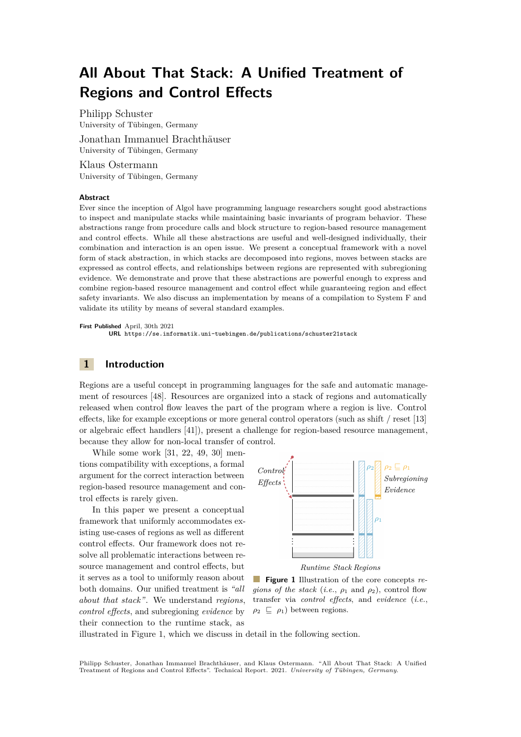# All About That Stack: A Unified Treatment of Regions and Control Effects

Philipp Schuster
University of Tübingen, Germany

Jonathan Immanuel Brachthäuser
University of Tübingen, Germany

Klaus Ostermann
University of Tübingen, Germany

### Abstract

Ever since the inception of Algol have programming language researchers sought good abstractions to inspect and manipulate stacks while maintaining basic invariants of program behavior. These abstractions range from procedure calls and block structure to region-based resource management and control effects. While all these abstractions are useful and well-designed individually, their combination and interaction is an open issue. We present a conceptual framework with a novel form of stack abstraction, in which stacks are decomposed into regions, moves between stacks are expressed as control effects, and relationships between regions are represented with subregioning evidence. We demonstrate and prove that these abstractions are powerful enough to express and combine region-based resource management and control effect while guaranteeing region and effect safety invariants. We also discuss an implementation by means of a compilation to System F and validate its utility by means of several standard examples.

**First Published** April, 30th 2021
**URL** https://se.informatik.uni-tuebingen.de/publications/schuster21stack

## 1 Introduction

Regions are a useful concept in programming languages for the safe and automatic management of resources [48]. Resources are organized into a stack of regions and automatically released when control flow leaves the part of the program where a region is live. Control effects, like for example exceptions or more general control operators (such as shift / reset [13] or algebraic effect handlers [41]), present a challenge for region-based resource management, because they allow for non-local transfer of control.

While some work [31, 22, 49, 30] mentions compatibility with exceptions, a formal argument for the correct interaction between region-based resource management and control effects is rarely given.

In this paper we present a conceptual framework that uniformly accommodates existing use-cases of regions as well as different control effects. Our framework does not resolve all problematic interactions between resource management and control effects, but it serves as a tool to uniformly reason about both domains. Our unified treatment is *"all about that stack"*. We understand *regions*, *control effects*, and subregioning *evidence* by their connection to the runtime stack, as illustrated in Figure 1, which we discuss in detail in the following section.

**Figure 1** Illustration of the core concepts *regions of the stack* (*i.e.*, $\rho_1$ and $\rho_2$), control flow transfer via *control effects*, and *evidence* (*i.e.*, $\rho_2 \sqsubseteq \rho_1$) between regions.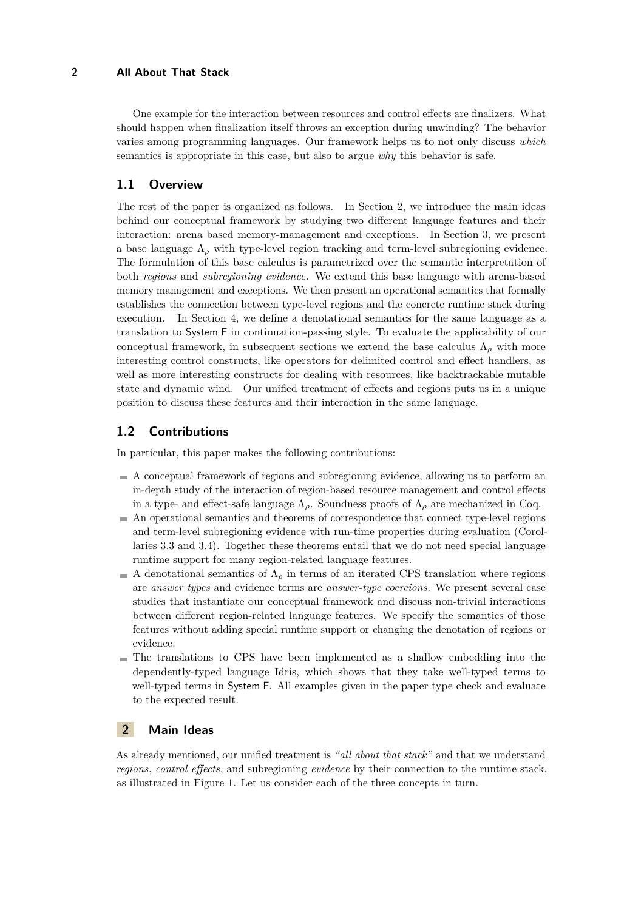One example for the interaction between resources and control effects are finalizers. What should happen when finalization itself throws an exception during unwinding? The behavior varies among programming languages. Our framework helps us to not only discuss *which* semantics is appropriate in this case, but also to argue *why* this behavior is safe.

## 1.1 Overview

The rest of the paper is organized as follows. In Section 2, we introduce the main ideas behind our conceptual framework by studying two different language features and their interaction: arena based memory-management and exceptions. In Section 3, we present a base language $\Lambda_\rho$ with type-level region tracking and term-level subregioning evidence. The formulation of this base calculus is parametrized over the semantic interpretation of both *regions* and *subregioning evidence*. We extend this base language with arena-based memory management and exceptions. We then present an operational semantics that formally establishes the connection between type-level regions and the concrete runtime stack during execution. In Section 4, we define a denotational semantics for the same language as a translation to System F in continuation-passing style. To evaluate the applicability of our conceptual framework, in subsequent sections we extend the base calculus $\Lambda_\rho$ with more interesting control constructs, like operators for delimited control and effect handlers, as well as more interesting constructs for dealing with resources, like backtrackable mutable state and dynamic wind. Our unified treatment of effects and regions puts us in a unique position to discuss these features and their interaction in the same language.

## 1.2 Contributions

In particular, this paper makes the following contributions:

- A conceptual framework of regions and subregioning evidence, allowing us to perform an in-depth study of the interaction of region-based resource management and control effects in a type- and effect-safe language $\Lambda_\rho$. Soundness proofs of $\Lambda_\rho$ are mechanized in Coq.
- An operational semantics and theorems of correspondence that connect type-level regions and term-level subregioning evidence with run-time properties during evaluation (Corollaries 3.3 and 3.4). Together these theorems entail that we do not need special language runtime support for many region-related language features.
- A denotational semantics of $\Lambda_\rho$ in terms of an iterated CPS translation where regions are *answer types* and evidence terms are *answer-type coercions*. We present several case studies that instantiate our conceptual framework and discuss non-trivial interactions between different region-related language features. We specify the semantics of those features without adding special runtime support or changing the denotation of regions or evidence.
- The translations to CPS have been implemented as a shallow embedding into the dependently-typed language Idris, which shows that they take well-typed terms to well-typed terms in System F. All examples given in the paper type check and evaluate to the expected result.

# 2 Main Ideas

As already mentioned, our unified treatment is *"all about that stack"* and that we understand *regions*, *control effects*, and subregioning *evidence* by their connection to the runtime stack, as illustrated in Figure 1. Let us consider each of the three concepts in turn.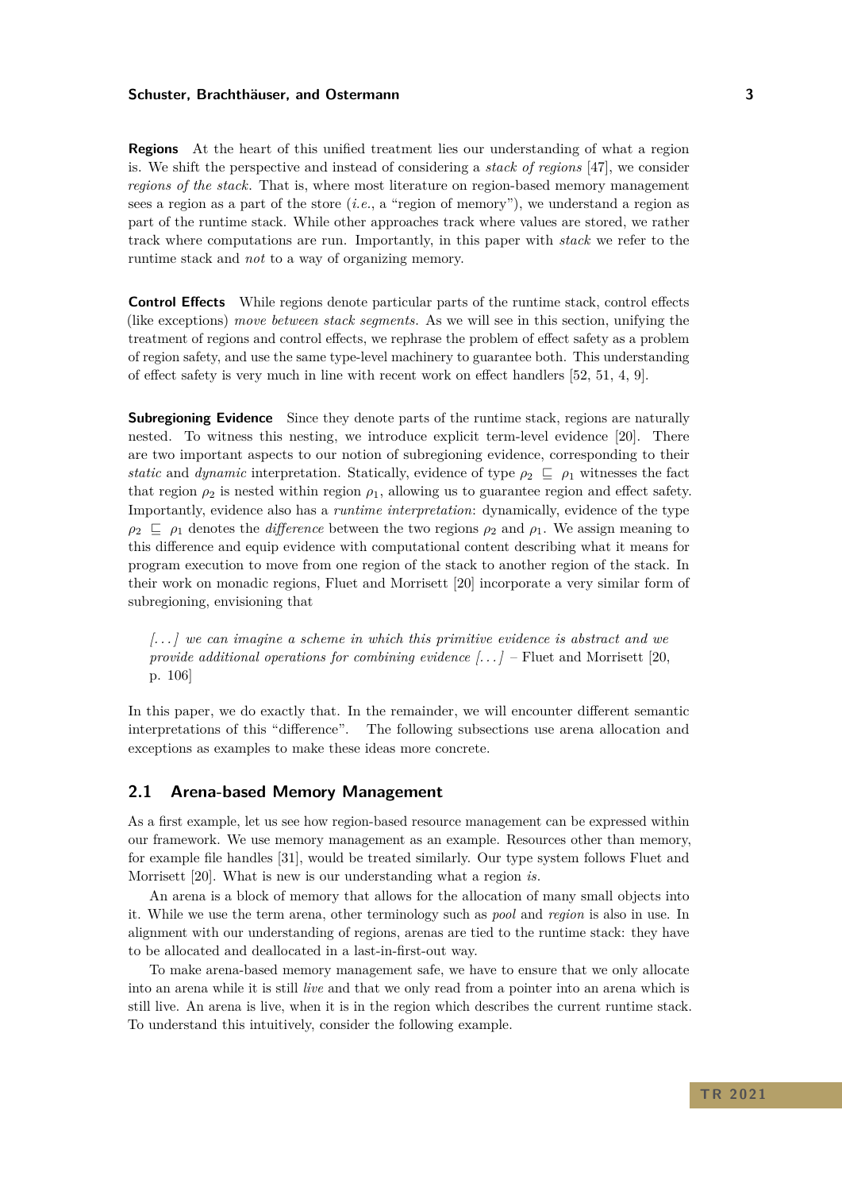**Regions** At the heart of this unified treatment lies our understanding of what a region is. We shift the perspective and instead of considering a *stack of regions* [47], we consider *regions of the stack*. That is, where most literature on region-based memory management sees a region as a part of the store (*i.e.*, a "region of memory"), we understand a region as part of the runtime stack. While other approaches track where values are stored, we rather track where computations are run. Importantly, in this paper with *stack* we refer to the runtime stack and *not* to a way of organizing memory.

**Control Effects** While regions denote particular parts of the runtime stack, control effects (like exceptions) *move between stack segments*. As we will see in this section, unifying the treatment of regions and control effects, we rephrase the problem of effect safety as a problem of region safety, and use the same type-level machinery to guarantee both. This understanding of effect safety is very much in line with recent work on effect handlers [52, 51, 4, 9].

**Subregioning Evidence** Since they denote parts of the runtime stack, regions are naturally nested. To witness this nesting, we introduce explicit term-level evidence [20]. There are two important aspects to our notion of subregioning evidence, corresponding to their *static* and *dynamic* interpretation. Statically, evidence of type $\rho_2 \sqsubseteq \rho_1$ witnesses the fact that region $\rho_2$ is nested within region $\rho_1$, allowing us to guarantee region and effect safety. Importantly, evidence also has a *runtime interpretation*: dynamically, evidence of the type $\rho_2 \sqsubseteq \rho_1$ denotes the *difference* between the two regions $\rho_2$ and $\rho_1$. We assign meaning to this difference and equip evidence with computational content describing what it means for program execution to move from one region of the stack to another region of the stack. In their work on monadic regions, Fluet and Morrisett [20] incorporate a very similar form of subregioning, envisioning that

> *[...] we can imagine a scheme in which this primitive evidence is abstract and we provide additional operations for combining evidence [...]* – Fluet and Morrisett [20, p. 106]

In this paper, we do exactly that. In the remainder, we will encounter different semantic interpretations of this "difference". The following subsections use arena allocation and exceptions as examples to make these ideas more concrete.

## 2.1 Arena-based Memory Management

As a first example, let us see how region-based resource management can be expressed within our framework. We use memory management as an example. Resources other than memory, for example file handles [31], would be treated similarly. Our type system follows Fluet and Morrisett [20]. What is new is our understanding what a region *is*.

An arena is a block of memory that allows for the allocation of many small objects into it. While we use the term arena, other terminology such as *pool* and *region* is also in use. In alignment with our understanding of regions, arenas are tied to the runtime stack: they have to be allocated and deallocated in a last-in-first-out way.

To make arena-based memory management safe, we have to ensure that we only allocate into an arena while it is still *live* and that we only read from a pointer into an arena which is still live. An arena is live, when it is in the region which describes the current runtime stack. To understand this intuitively, consider the following example.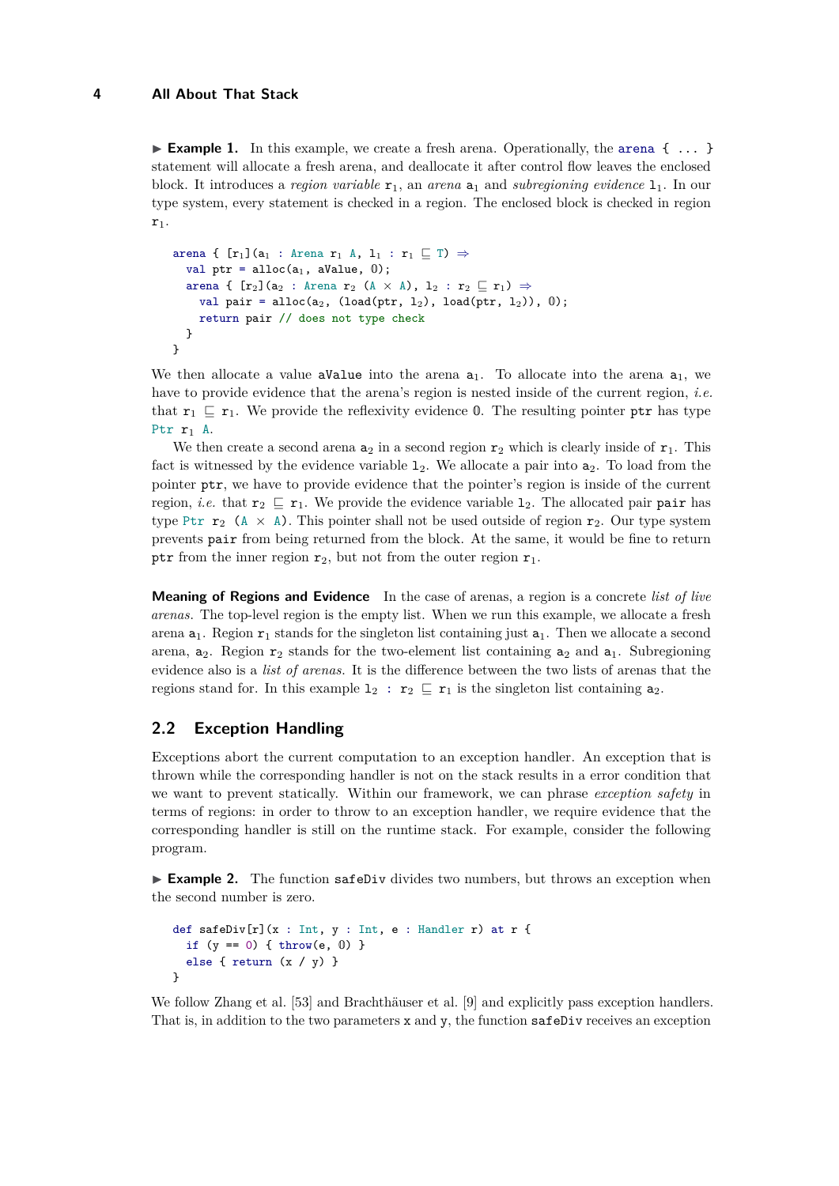**▶ Example 1.** In this example, we create a fresh arena. Operationally, the `arena { ... }` statement will allocate a fresh arena, and deallocate it after control flow leaves the enclosed block. It introduces a *region variable* $r_1$, an *arena* $a_1$ and *subregioning evidence* $l_1$. In our type system, every statement is checked in a region. The enclosed block is checked in region $r_1$.

```
arena { [r₁](a₁ : Arena r₁ A, l₁ : r₁ ⊑ ⊤) ⇒
  val ptr = alloc(a₁, aValue, 𝟘);
  arena { [r₂](a₂ : Arena r₂ (A × A), l₂ : r₂ ⊑ r₁) ⇒
    val pair = alloc(a₂, (load(ptr, l₂), load(ptr, l₂)), 𝟘);
    return pair // does not type check
  }
}
```

We then allocate a value `aValue` into the arena $a_1$. To allocate into the arena $a_1$, we have to provide evidence that the arena's region is nested inside of the current region, *i.e.* that $r_1 \sqsubseteq r_1$. We provide the reflexivity evidence $\mathbb{0}$. The resulting pointer `ptr` has type `Ptr` $r_1$ `A`.

We then create a second arena $a_2$ in a second region $r_2$ which is clearly inside of $r_1$. This fact is witnessed by the evidence variable $l_2$. We allocate a pair into $a_2$. To load from the pointer `ptr`, we have to provide evidence that the pointer's region is inside of the current region, *i.e.* that $r_2 \sqsubseteq r_1$. We provide the evidence variable $l_2$. The allocated pair `pair` has type `Ptr` $r_2$ `(A × A)`. This pointer shall not be used outside of region $r_2$. Our type system prevents `pair` from being returned from the block. At the same, it would be fine to return `ptr` from the inner region $r_2$, but not from the outer region $r_1$.

**Meaning of Regions and Evidence** In the case of arenas, a region is a concrete *list of live arenas*. The top-level region is the empty list. When we run this example, we allocate a fresh arena $a_1$. Region $r_1$ stands for the singleton list containing just $a_1$. Then we allocate a second arena, $a_2$. Region $r_2$ stands for the two-element list containing $a_2$ and $a_1$. Subregioning evidence also is a *list of arenas*. It is the difference between the two lists of arenas that the regions stand for. In this example $l_2 : r_2 \sqsubseteq r_1$ is the singleton list containing $a_2$.

## 2.2 Exception Handling

Exceptions abort the current computation to an exception handler. An exception that is thrown while the corresponding handler is not on the stack results in a error condition that we want to prevent statically. Within our framework, we can phrase *exception safety* in terms of regions: in order to throw to an exception handler, we require evidence that the corresponding handler is still on the runtime stack. For example, consider the following program.

**▶ Example 2.** The function `safeDiv` divides two numbers, but throws an exception when the second number is zero.

```
def safeDiv[r](x : Int, y : Int, e : Handler r) at r {
  if (y == 0) { throw(e, 𝟘) }
  else { return (x / y) }
}
```

We follow Zhang et al. [53] and Brachthäuser et al. [9] and explicitly pass exception handlers. That is, in addition to the two parameters `x` and `y`, the function `safeDiv` receives an exception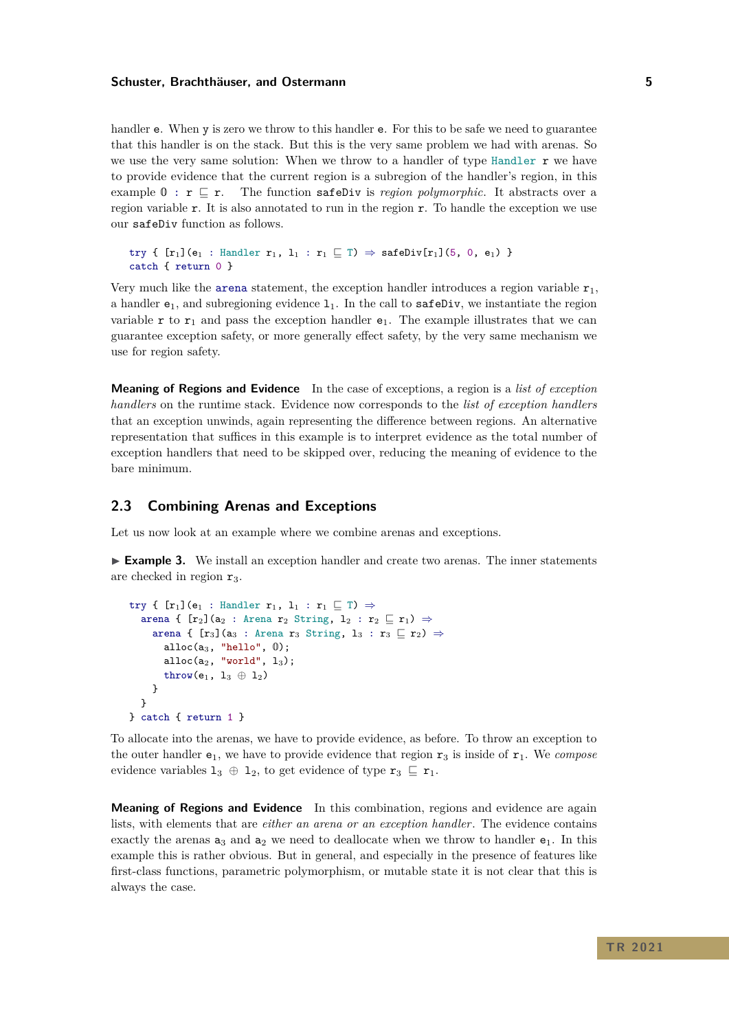handler `e`. When `y` is zero we throw to this handler `e`. For this to be safe we need to guarantee that this handler is on the stack. But this is the very same problem we had with arenas. So we use the very same solution: When we throw to a handler of type `Handler r` we have to provide evidence that the current region is a subregion of the handler's region, in this example `0 : r ⊑ r`. The function `safeDiv` is *region polymorphic*. It abstracts over a region variable `r`. It is also annotated to run in the region `r`. To handle the exception we use our `safeDiv` function as follows.

```
try { [r₁](e₁ : Handler r₁, l₁ : r₁ ⊑ ⊤) ⇒ safeDiv[r₁](5, 0, e₁) }
catch { return 0 }
```

Very much like the `arena` statement, the exception handler introduces a region variable $r_1$, a handler $e_1$, and subregioning evidence $l_1$. In the call to `safeDiv`, we instantiate the region variable $r$ to $r_1$ and pass the exception handler $e_1$. The example illustrates that we can guarantee exception safety, or more generally effect safety, by the very same mechanism we use for region safety.

**Meaning of Regions and Evidence** In the case of exceptions, a region is a *list of exception handlers* on the runtime stack. Evidence now corresponds to the *list of exception handlers* that an exception unwinds, again representing the difference between regions. An alternative representation that suffices in this example is to interpret evidence as the total number of exception handlers that need to be skipped over, reducing the meaning of evidence to the bare minimum.

## 2.3 Combining Arenas and Exceptions

Let us now look at an example where we combine arenas and exceptions.

▶ **Example 3.** We install an exception handler and create two arenas. The inner statements are checked in region $r_3$.

```
try { [r₁](e₁ : Handler r₁, l₁ : r₁ ⊑ ⊤) ⇒
  arena { [r₂](a₂ : Arena r₂ String, l₂ : r₂ ⊑ r₁) ⇒
    arena { [r₃](a₃ : Arena r₃ String, l₃ : r₃ ⊑ r₂) ⇒
      alloc(a₃, "hello", 0);
      alloc(a₂, "world", l₃);
      throw(e₁, l₃ ⊕ l₂)
    }
  }
} catch { return 1 }
```

To allocate into the arenas, we have to provide evidence, as before. To throw an exception to the outer handler $e_1$, we have to provide evidence that region $r_3$ is inside of $r_1$. We *compose* evidence variables $l_3 \oplus l_2$, to get evidence of type $r_3 \sqsubseteq r_1$.

**Meaning of Regions and Evidence** In this combination, regions and evidence are again lists, with elements that are *either an arena or an exception handler*. The evidence contains exactly the arenas $a_3$ and $a_2$ we need to deallocate when we throw to handler $e_1$. In this example this is rather obvious. But in general, and especially in the presence of features like first-class functions, parametric polymorphism, or mutable state it is not clear that this is always the case.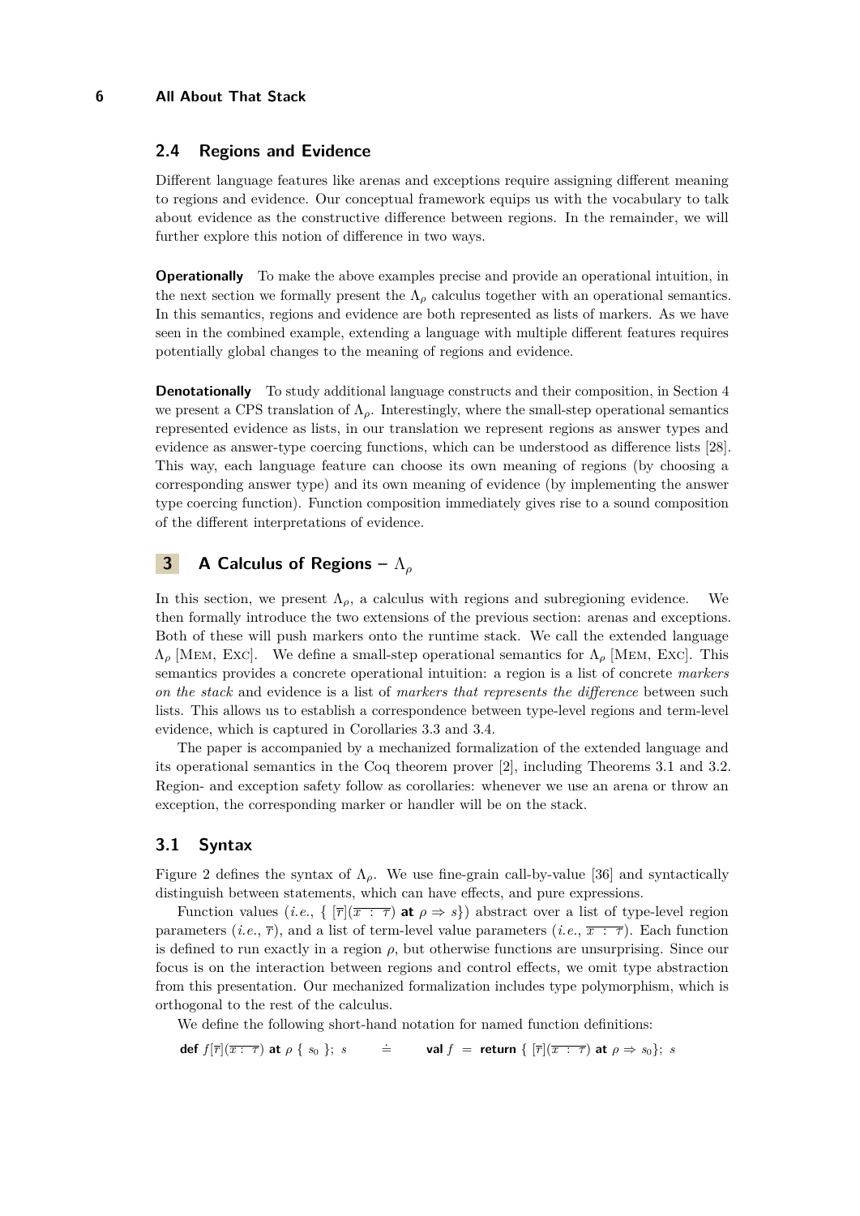## 2.4 Regions and Evidence

Different language features like arenas and exceptions require assigning different meaning to regions and evidence. Our conceptual framework equips us with the vocabulary to talk about evidence as the constructive difference between regions. In the remainder, we will further explore this notion of difference in two ways.

**Operationally** To make the above examples precise and provide an operational intuition, in the next section we formally present the $\Lambda_\rho$ calculus together with an operational semantics. In this semantics, regions and evidence are both represented as lists of markers. As we have seen in the combined example, extending a language with multiple different features requires potentially global changes to the meaning of regions and evidence.

**Denotationally** To study additional language constructs and their composition, in Section 4 we present a CPS translation of $\Lambda_\rho$. Interestingly, where the small-step operational semantics represented evidence as lists, in our translation we represent regions as answer types and evidence as answer-type coercing functions, which can be understood as difference lists [28]. This way, each language feature can choose its own meaning of regions (by choosing a corresponding answer type) and its own meaning of evidence (by implementing the answer type coercing function). Function composition immediately gives rise to a sound composition of the different interpretations of evidence.

# 3 A Calculus of Regions – $\Lambda_\rho$

In this section, we present $\Lambda_\rho$, a calculus with regions and subregioning evidence. We then formally introduce the two extensions of the previous section: arenas and exceptions. Both of these will push markers onto the runtime stack. We call the extended language $\Lambda_\rho$ [Mem, Exc]. We define a small-step operational semantics for $\Lambda_\rho$ [Mem, Exc]. This semantics provides a concrete operational intuition: a region is a list of concrete *markers on the stack* and evidence is a list of *markers that represents the difference* between such lists. This allows us to establish a correspondence between type-level regions and term-level evidence, which is captured in Corollaries 3.3 and 3.4.

The paper is accompanied by a mechanized formalization of the extended language and its operational semantics in the Coq theorem prover [2], including Theorems 3.1 and 3.2. Region- and exception safety follow as corollaries: whenever we use an arena or throw an exception, the corresponding marker or handler will be on the stack.

## 3.1 Syntax

Figure 2 defines the syntax of $\Lambda_\rho$. We use fine-grain call-by-value [36] and syntactically distinguish between statements, which can have effects, and pure expressions.

Function values (*i.e.*, $\{\ [\overline{r}](\overline{x\ :\ \tau})\ \textbf{at}\ \rho \Rightarrow s\}$) abstract over a list of type-level region parameters (*i.e.*, $\overline{r}$), and a list of term-level value parameters (*i.e.*, $\overline{x\ :\ \tau}$). Each function is defined to run exactly in a region $\rho$, but otherwise functions are unsurprising. Since our focus is on the interaction between regions and control effects, we omit type abstraction from this presentation. Our mechanized formalization includes type polymorphism, which is orthogonal to the rest of the calculus.

We define the following short-hand notation for named function definitions:

$$\textbf{def}\ f[\overline{r}](\overline{x\ :\ \tau})\ \textbf{at}\ \rho\ \{\ s_0\ \};\ s \qquad \doteq \qquad \textbf{val}\ f\ =\ \textbf{return}\ \{\ [\overline{r}](\overline{x\ :\ \tau})\ \textbf{at}\ \rho \Rightarrow s_0\};\ s$$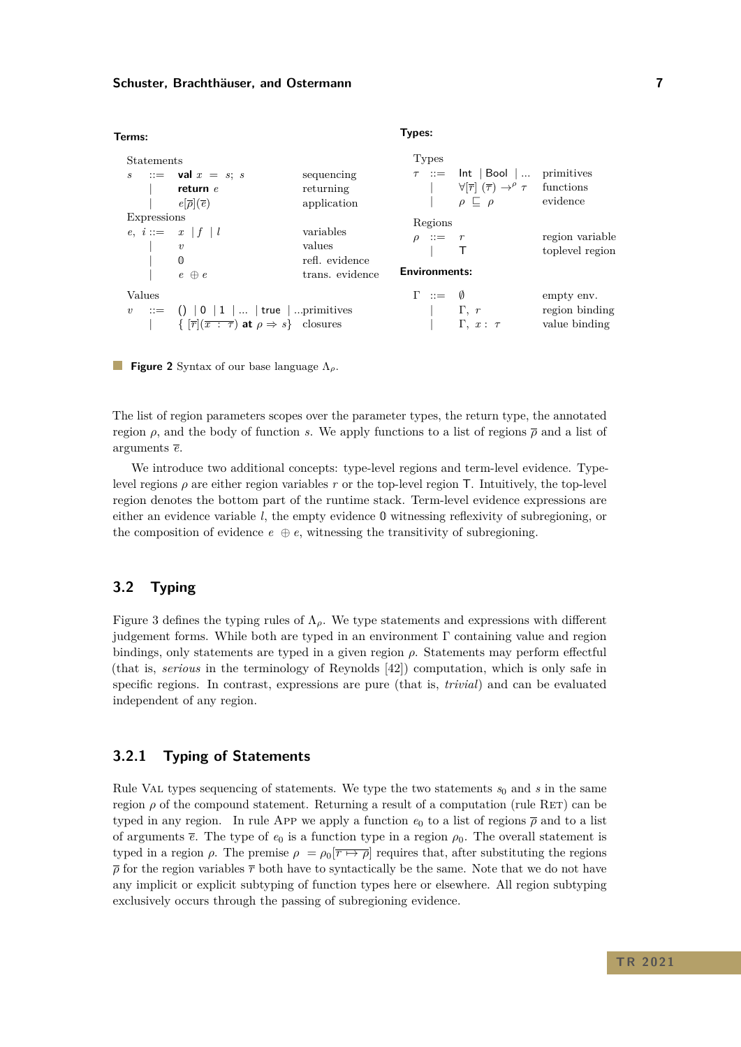**Terms:**

Statements

| | | | |
|---|---|---|---|
| $s$ | $::=$ | $\textbf{val}\ x\ =\ s;\ s$ | sequencing |
| | $\mid$ | $\textbf{return}\ e$ | returning |
| | $\mid$ | $e[\overline{\rho}](\overline{e})$ | application |

Expressions

| | | | |
|---|---|---|---|
| $e,\ i$ | $::=$ | $x \mid f \mid l$ | variables |
| | $\mid$ | $v$ | values |
| | $\mid$ | $\mathbb{0}$ | refl. evidence |
| | $\mid$ | $e\ \oplus e$ | trans. evidence |

Values

| | | | |
|---|---|---|---|
| $v$ | $::=$ | $() \mid 0 \mid 1 \mid \ldots \mid \textsf{true} \mid \ldots$ | primitives |
| | $\mid$ | $\{\ [\overline{r}](\overline{x\ :\ \tau})\ \textbf{at}\ \rho \Rightarrow s\}$ | closures |

**Types:**

Types

| | | | |
|---|---|---|---|
| $\tau$ | $::=$ | $\textsf{Int} \mid \textsf{Bool} \mid \ldots$ | primitives |
| | $\mid$ | $\forall[\overline{r}]\ (\overline{\tau}) \rightarrow^{\rho} \tau$ | functions |
| | $\mid$ | $\rho\ \sqsubseteq\ \rho$ | evidence |

Regions

| | | | |
|---|---|---|---|
| $\rho$ | $::=$ | $r$ | region variable |
| | $\mid$ | $\top$ | toplevel region |

**Environments:**

| | | | |
|---|---|---|---|
| $\Gamma$ | $::=$ | $\emptyset$ | empty env. |
| | $\mid$ | $\Gamma,\ r$ | region binding |
| | $\mid$ | $\Gamma,\ x :\ \tau$ | value binding |

**Figure 2** Syntax of our base language $\Lambda_\rho$.

The list of region parameters scopes over the parameter types, the return type, the annotated region $\rho$, and the body of function $s$. We apply functions to a list of regions $\overline{\rho}$ and a list of arguments $\overline{e}$.

We introduce two additional concepts: type-level regions and term-level evidence. Type-level regions $\rho$ are either region variables $r$ or the top-level region $\top$. Intuitively, the top-level region denotes the bottom part of the runtime stack. Term-level evidence expressions are either an evidence variable $l$, the empty evidence $\mathbb{0}$ witnessing reflexivity of subregioning, or the composition of evidence $e\ \oplus e$, witnessing the transitivity of subregioning.

## 3.2 Typing

Figure 3 defines the typing rules of $\Lambda_\rho$. We type statements and expressions with different judgement forms. While both are typed in an environment $\Gamma$ containing value and region bindings, only statements are typed in a given region $\rho$. Statements may perform effectful (that is, *serious* in the terminology of Reynolds [42]) computation, which is only safe in specific regions. In contrast, expressions are pure (that is, *trivial*) and can be evaluated independent of any region.

### 3.2.1 Typing of Statements

Rule Val types sequencing of statements. We type the two statements $s_0$ and $s$ in the same region $\rho$ of the compound statement. Returning a result of a computation (rule Ret) can be typed in any region. In rule App we apply a function $e_0$ to a list of regions $\overline{\rho}$ and to a list of arguments $\overline{e}$. The type of $e_0$ is a function type in a region $\rho_0$. The overall statement is typed in a region $\rho$. The premise $\rho\ = \rho_0[\overline{r \mapsto \rho}]$ requires that, after substituting the regions $\overline{\rho}$ for the region variables $\overline{r}$ both have to syntactically be the same. Note that we do not have any implicit or explicit subtyping of function types here or elsewhere. All region subtyping exclusively occurs through the passing of subregioning evidence.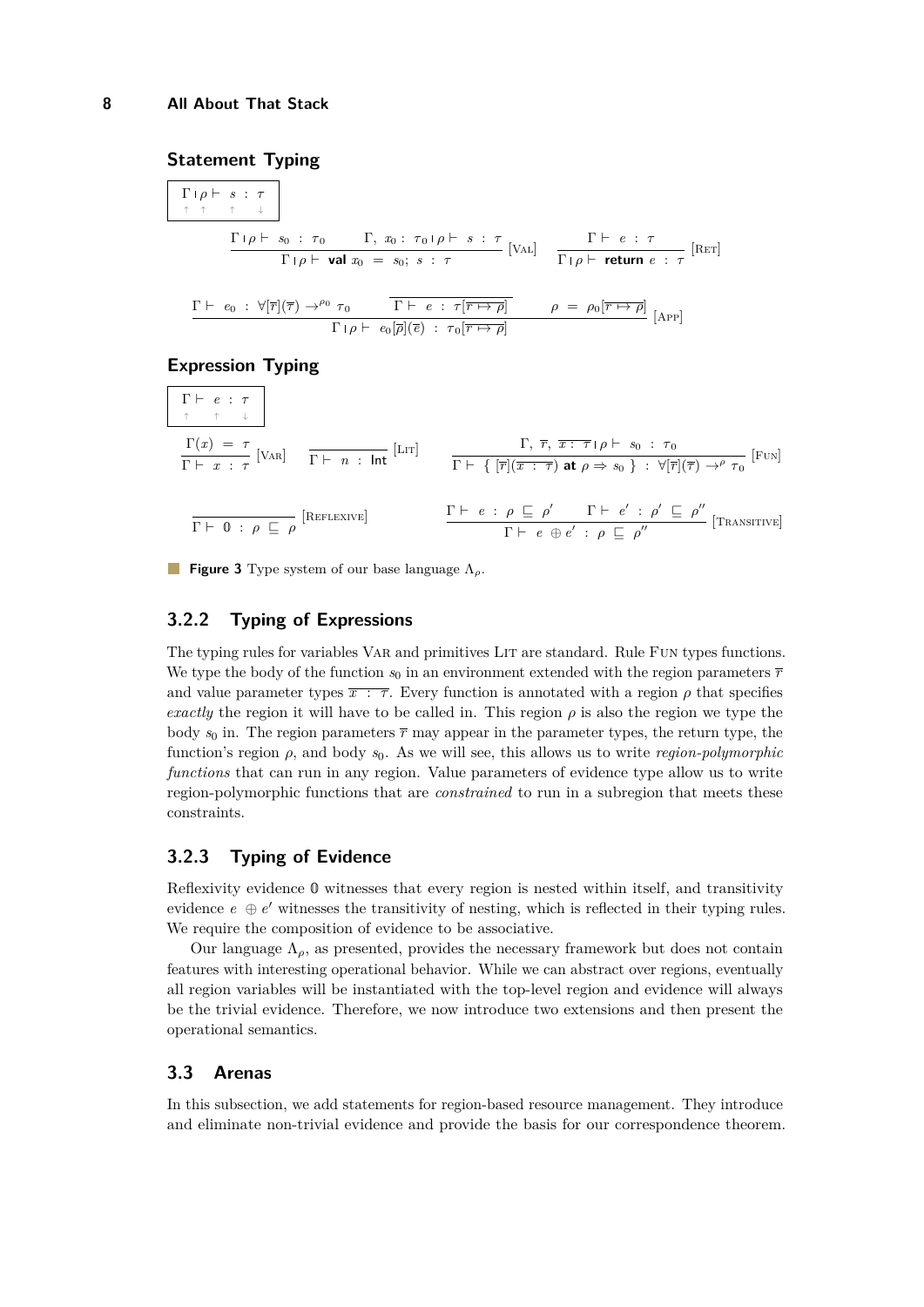### Statement Typing

$$\boxed{\begin{array}{c}\Gamma \mid \rho \vdash\ s\ :\ \tau \\ \uparrow\ \ \uparrow\ \ \ \ \uparrow\ \ \ \downarrow\end{array}}$$

$$\frac{\Gamma \mid \rho \vdash\ s_0\ :\ \tau_0 \qquad \Gamma,\ x_0 : \tau_0 \mid \rho \vdash\ s\ :\ \tau}{\Gamma \mid \rho \vdash\ \textbf{val}\ x_0\ =\ s_0;\ s\ :\ \tau}\ [\textsc{Val}] \qquad \frac{\Gamma \vdash\ e\ :\ \tau}{\Gamma \mid \rho \vdash\ \textbf{return}\ e\ :\ \tau}\ [\textsc{Ret}]$$

$$\frac{\Gamma \vdash\ e_0\ :\ \forall[\overline{r}](\overline{\tau}) \to^{\rho_0} \tau_0 \qquad \overline{\Gamma \vdash\ e\ :\ \tau[\overline{r \mapsto \rho}]} \qquad \rho\ =\ \rho_0[\overline{r \mapsto \rho}]}{\Gamma \mid \rho \vdash\ e_0[\overline{\rho}](\overline{e})\ :\ \tau_0[\overline{r \mapsto \rho}]}\ [\textsc{App}]$$

### Expression Typing

$$\boxed{\begin{array}{c}\Gamma \vdash\ e\ :\ \tau \\ \uparrow\ \ \ \ \uparrow\ \ \ \downarrow\end{array}}$$

$$\frac{\Gamma(x)\ =\ \tau}{\Gamma \vdash\ x\ :\ \tau}\ [\textsc{Var}] \qquad \frac{}{\Gamma \vdash\ n\ :\ \textsf{Int}}\ [\textsc{Lit}] \qquad \frac{\Gamma,\ \overline{r},\ \overline{x : \tau} \mid \rho \vdash\ s_0\ :\ \tau_0}{\Gamma \vdash\ \{\ [\overline{r}](\overline{x : \tau})\ \textbf{at}\ \rho \Rightarrow s_0\ \}\ :\ \forall[\overline{r}](\overline{\tau}) \to^{\rho} \tau_0}\ [\textsc{Fun}]$$

$$\frac{}{\Gamma \vdash\ \mathbb{0}\ :\ \rho\ \sqsubseteq\ \rho}\ [\textsc{Reflexive}] \qquad \frac{\Gamma \vdash\ e\ :\ \rho\ \sqsubseteq\ \rho' \qquad \Gamma \vdash\ e'\ :\ \rho'\ \sqsubseteq\ \rho''}{\Gamma \vdash\ e\ \oplus e'\ :\ \rho\ \sqsubseteq\ \rho''}\ [\textsc{Transitive}]$$

**Figure 3** Type system of our base language $\Lambda_\rho$.

### 3.2.2 Typing of Expressions

The typing rules for variables Var and primitives Lit are standard. Rule Fun types functions. We type the body of the function $s_0$ in an environment extended with the region parameters $\overline{r}$ and value parameter types $\overline{x : \tau}$. Every function is annotated with a region $\rho$ that specifies *exactly* the region it will have to be called in. This region $\rho$ is also the region we type the body $s_0$ in. The region parameters $\overline{r}$ may appear in the parameter types, the return type, the function's region $\rho$, and body $s_0$. As we will see, this allows us to write *region-polymorphic functions* that can run in any region. Value parameters of evidence type allow us to write region-polymorphic functions that are *constrained* to run in a subregion that meets these constraints.

### 3.2.3 Typing of Evidence

Reflexivity evidence $\mathbb{0}$ witnesses that every region is nested within itself, and transitivity evidence $e\ \oplus e'$ witnesses the transitivity of nesting, which is reflected in their typing rules. We require the composition of evidence to be associative.

Our language $\Lambda_\rho$, as presented, provides the necessary framework but does not contain features with interesting operational behavior. While we can abstract over regions, eventually all region variables will be instantiated with the top-level region and evidence will always be the trivial evidence. Therefore, we now introduce two extensions and then present the operational semantics.

## 3.3 Arenas

In this subsection, we add statements for region-based resource management. They introduce and eliminate non-trivial evidence and provide the basis for our correspondence theorem.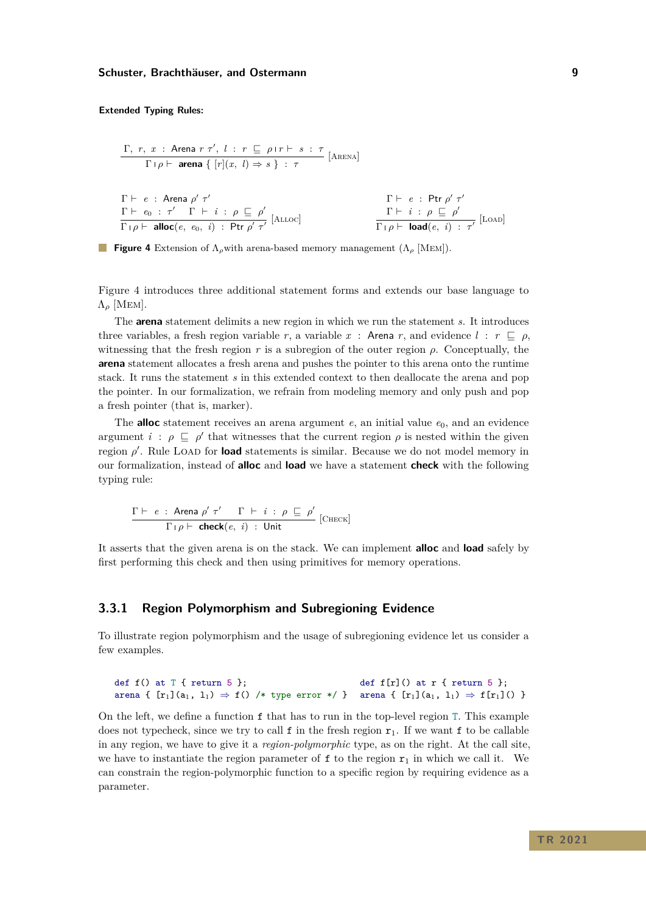**Extended Typing Rules:**

$$\frac{\Gamma,\ r,\ x\ :\ \mathsf{Arena}\ r\ \tau',\ l\ :\ r\ \sqsubseteq\ \rho \mid r \vdash\ s\ :\ \tau}{\Gamma \mid \rho \vdash\ \textbf{arena}\ \{\ [r](x,\ l) \Rightarrow s\ \}\ :\ \tau}\ [\textsc{Arena}]$$

$$\frac{\Gamma \vdash\ e\ :\ \mathsf{Arena}\ \rho'\ \tau' \qquad \Gamma \vdash\ e_0\ :\ \tau' \qquad \Gamma\ \vdash\ i\ :\ \rho\ \sqsubseteq\ \rho'}{\Gamma \mid \rho \vdash\ \textbf{alloc}(e,\ e_0,\ i)\ :\ \mathsf{Ptr}\ \rho'\ \tau'}\ [\textsc{Alloc}]$$

$$\frac{\Gamma \vdash\ e\ :\ \mathsf{Ptr}\ \rho'\ \tau' \qquad \Gamma \vdash\ i\ :\ \rho\ \sqsubseteq\ \rho'}{\Gamma \mid \rho \vdash\ \textbf{load}(e,\ i)\ :\ \tau'}\ [\textsc{Load}]$$

**Figure 4** Extension of $\Lambda_\rho$with arena-based memory management ($\Lambda_\rho$ [Mem]).

Figure 4 introduces three additional statement forms and extends our base language to $\Lambda_\rho$ [Mem].

The **arena** statement delimits a new region in which we run the statement $s$. It introduces three variables, a fresh region variable $r$, a variable $x$ : Arena $r$, and evidence $l : r \sqsubseteq \rho$, witnessing that the fresh region $r$ is a subregion of the outer region $\rho$. Conceptually, the **arena** statement allocates a fresh arena and pushes the pointer to this arena onto the runtime stack. It runs the statement $s$ in this extended context to then deallocate the arena and pop the pointer. In our formalization, we refrain from modeling memory and only push and pop a fresh pointer (that is, marker).

The **alloc** statement receives an arena argument $e$, an initial value $e_0$, and an evidence argument $i : \rho \sqsubseteq \rho'$ that witnesses that the current region $\rho$ is nested within the given region $\rho'$. Rule Load for **load** statements is similar. Because we do not model memory in our formalization, instead of **alloc** and **load** we have a statement **check** with the following typing rule:

$$\frac{\Gamma \vdash\ e\ :\ \mathsf{Arena}\ \rho'\ \tau' \qquad \Gamma\ \vdash\ i\ :\ \rho\ \sqsubseteq\ \rho'}{\Gamma \mid \rho \vdash\ \textbf{check}(e,\ i)\ :\ \mathsf{Unit}}\ [\textsc{Check}]$$

It asserts that the given arena is on the stack. We can implement **alloc** and **load** safely by first performing this check and then using primitives for memory operations.

### 3.3.1 Region Polymorphism and Subregioning Evidence

To illustrate region polymorphism and the usage of subregioning evidence let us consider a few examples.

```
def f() at T { return 5 };
arena { [r₁](a₁, l₁) ⇒ f() /* type error */ }
```

```
def f[r]() at r { return 5 };
arena { [r₁](a₁, l₁) ⇒ f[r₁]() }
```

On the left, we define a function `f` that has to run in the top-level region T. This example does not typecheck, since we try to call `f` in the fresh region $r_1$. If we want `f` to be callable in any region, we have to give it a *region-polymorphic* type, as on the right. At the call site, we have to instantiate the region parameter of `f` to the region $r_1$ in which we call it. We can constrain the region-polymorphic function to a specific region by requiring evidence as a parameter.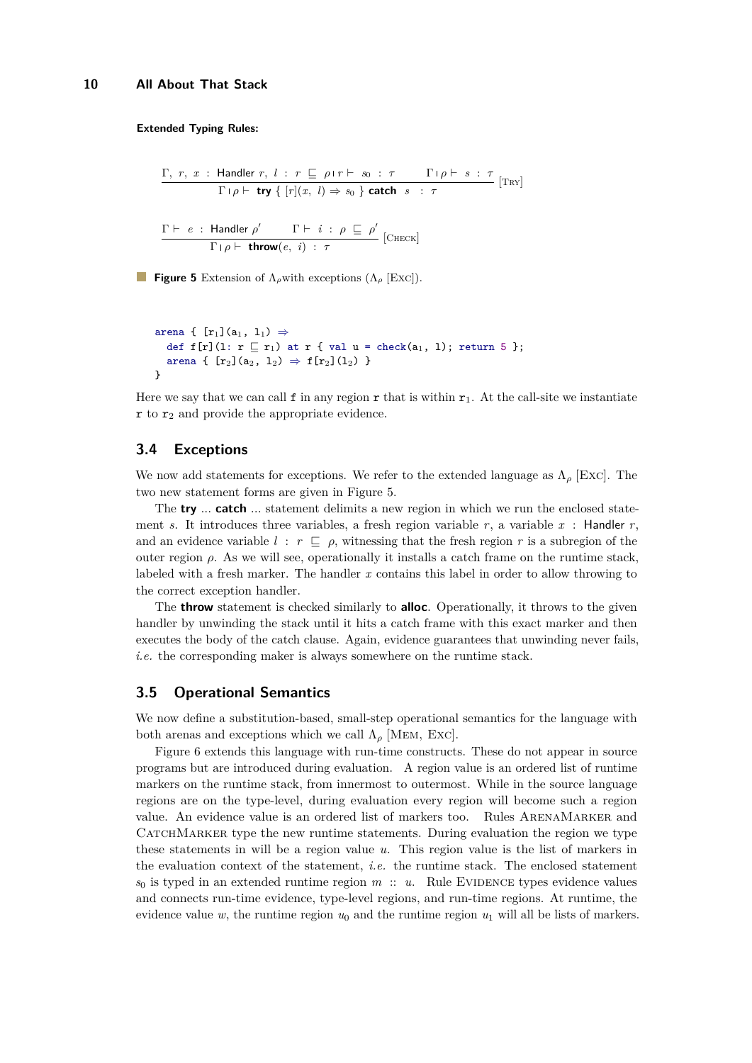**Extended Typing Rules:**

$$\frac{\Gamma,\ r,\ x\ :\ \textsf{Handler}\ r,\ l\ :\ r\ \sqsubseteq\ \rho \mid r \vdash\ s_0\ :\ \tau \qquad \Gamma \mid \rho \vdash\ s\ :\ \tau}{\Gamma \mid \rho \vdash\ \textbf{try}\ \{\ [r](x,\ l) \Rightarrow s_0\ \}\ \textbf{catch}\ \ s\ \ :\ \tau}\ [\textsc{Try}]$$

$$\frac{\Gamma \vdash\ e\ :\ \textsf{Handler}\ \rho' \qquad \Gamma \vdash\ i\ :\ \rho\ \sqsubseteq\ \rho'}{\Gamma \mid \rho \vdash\ \textbf{throw}(e,\ i)\ :\ \tau}\ [\textsc{Check}]$$

**Figure 5** Extension of $\Lambda_\rho$with exceptions ($\Lambda_\rho$ [Exc]).

```
arena { [r₁](a₁, l₁) ⇒
  def f[r](l: r ⊑ r₁) at r { val u = check(a₁, l); return 5 };
  arena { [r₂](a₂, l₂) ⇒ f[r₂](l₂) }
}
```

Here we say that we can call f in any region r that is within $r_1$. At the call-site we instantiate r to $r_2$ and provide the appropriate evidence.

## 3.4 Exceptions

We now add statements for exceptions. We refer to the extended language as $\Lambda_\rho$ [Exc]. The two new statement forms are given in Figure 5.

The **try** ... **catch** ... statement delimits a new region in which we run the enclosed statement $s$. It introduces three variables, a fresh region variable $r$, a variable $x$ : Handler $r$, and an evidence variable $l : r \sqsubseteq \rho$, witnessing that the fresh region $r$ is a subregion of the outer region $\rho$. As we will see, operationally it installs a catch frame on the runtime stack, labeled with a fresh marker. The handler $x$ contains this label in order to allow throwing to the correct exception handler.

The **throw** statement is checked similarly to **alloc**. Operationally, it throws to the given handler by unwinding the stack until it hits a catch frame with this exact marker and then executes the body of the catch clause. Again, evidence guarantees that unwinding never fails, *i.e.* the corresponding maker is always somewhere on the runtime stack.

## 3.5 Operational Semantics

We now define a substitution-based, small-step operational semantics for the language with both arenas and exceptions which we call $\Lambda_\rho$ [Mem, Exc].

Figure 6 extends this language with run-time constructs. These do not appear in source programs but are introduced during evaluation. A region value is an ordered list of runtime markers on the runtime stack, from innermost to outermost. While in the source language regions are on the type-level, during evaluation every region will become such a region value. An evidence value is an ordered list of markers too. Rules ArenaMarker and CatchMarker type the new runtime statements. During evaluation the region we type these statements in will be a region value $u$. This region value is the list of markers in the evaluation context of the statement, *i.e.* the runtime stack. The enclosed statement $s_0$ is typed in an extended runtime region $m :: u$. Rule Evidence types evidence values and connects run-time evidence, type-level regions, and run-time regions. At runtime, the evidence value $w$, the runtime region $u_0$ and the runtime region $u_1$ will all be lists of markers.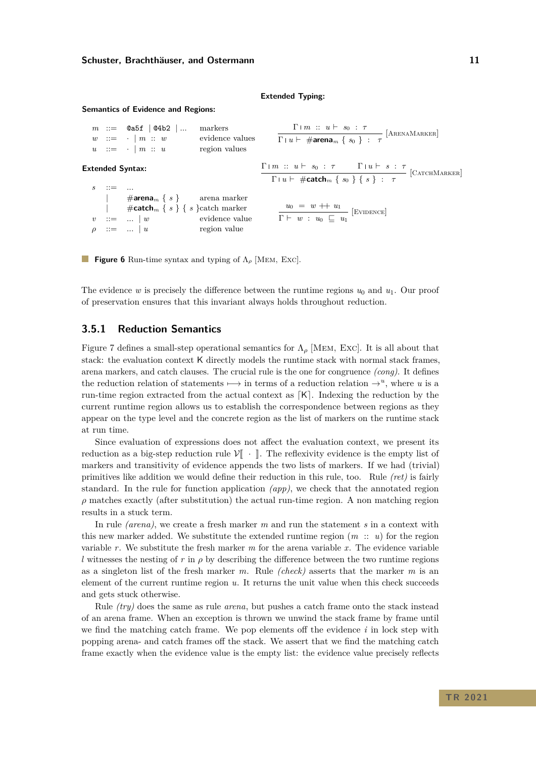**Semantics of Evidence and Regions:**

$$
\begin{array}{llll}
m & ::= & \texttt{@a5f} \mid \texttt{@4b2} \mid \ldots & \text{markers} \\
w & ::= & \cdot \mid m :: w & \text{evidence values} \\
u & ::= & \cdot \mid m :: u & \text{region values}
\end{array}
$$

**Extended Syntax:**

$$
\begin{array}{llll}
s & ::= & \ldots & \\
 & \mid & \#\textbf{arena}_m \; \{ \; s \; \} & \text{arena marker} \\
 & \mid & \#\textbf{catch}_m \; \{ \; s \; \} \; \{ \; s \; \} & \text{catch marker} \\
v & ::= & \ldots \mid w & \text{evidence value} \\
\rho & ::= & \ldots \mid u & \text{region value}
\end{array}
$$

**Extended Typing:**

$$
\frac{\Gamma \mid m :: u \vdash s_0 : \tau}{\Gamma \mid u \vdash \#\textbf{arena}_m \; \{ \; s_0 \; \} : \tau} \; [\textsc{ArenaMarker}]
$$

$$
\frac{\Gamma \mid m :: u \vdash s_0 : \tau \qquad \Gamma \mid u \vdash s : \tau}{\Gamma \mid u \vdash \#\textbf{catch}_m \; \{ \; s_0 \; \} \; \{ \; s \; \} : \tau} \; [\textsc{CatchMarker}]
$$

$$
\frac{u_0 = w \mathbin{++} u_1}{\Gamma \vdash w : u_0 \sqsubseteq u_1} \; [\textsc{Evidence}]
$$

**Figure 6** Run-time syntax and typing of $\Lambda_\rho$ [Mem, Exc].

The evidence $w$ is precisely the difference between the runtime regions $u_0$ and $u_1$. Our proof of preservation ensures that this invariant always holds throughout reduction.

### 3.5.1 Reduction Semantics

Figure 7 defines a small-step operational semantics for $\Lambda_\rho$ [Mem, Exc]. It is all about that stack: the evaluation context $\mathsf{K}$ directly models the runtime stack with normal stack frames, arena markers, and catch clauses. The crucial rule is the one for congruence *(cong)*. It defines the reduction relation of statements $\longmapsto$ in terms of a reduction relation $\rightarrow^u$, where $u$ is a run-time region extracted from the actual context as $\lceil \mathsf{K} \rceil$. Indexing the reduction by the current runtime region allows us to establish the correspondence between regions as they appear on the type level and the concrete region as the list of markers on the runtime stack at run time.

Since evaluation of expressions does not affect the evaluation context, we present its reduction as a big-step reduction rule $\mathcal{V}[\![ \; \cdot \; ]\!]$. The reflexivity evidence is the empty list of markers and transitivity of evidence appends the two lists of markers. If we had (trivial) primitives like addition we would define their reduction in this rule, too. Rule *(ret)* is fairly standard. In the rule for function application *(app)*, we check that the annotated region $\rho$ matches exactly (after substitution) the actual run-time region. A non matching region results in a stuck term.

In rule *(arena)*, we create a fresh marker $m$ and run the statement $s$ in a context with this new marker added. We substitute the extended runtime region $(m :: u)$ for the region variable $r$. We substitute the fresh marker $m$ for the arena variable $x$. The evidence variable $l$ witnesses the nesting of $r$ in $\rho$ by describing the difference between the two runtime regions as a singleton list of the fresh marker $m$. Rule *(check)* asserts that the marker $m$ is an element of the current runtime region $u$. It returns the unit value when this check succeeds and gets stuck otherwise.

Rule *(try)* does the same as rule *arena*, but pushes a catch frame onto the stack instead of an arena frame. When an exception is thrown we unwind the stack frame by frame until we find the matching catch frame. We pop elements off the evidence $i$ in lock step with popping arena- and catch frames off the stack. We assert that we find the matching catch frame exactly when the evidence value is the empty list: the evidence value precisely reflects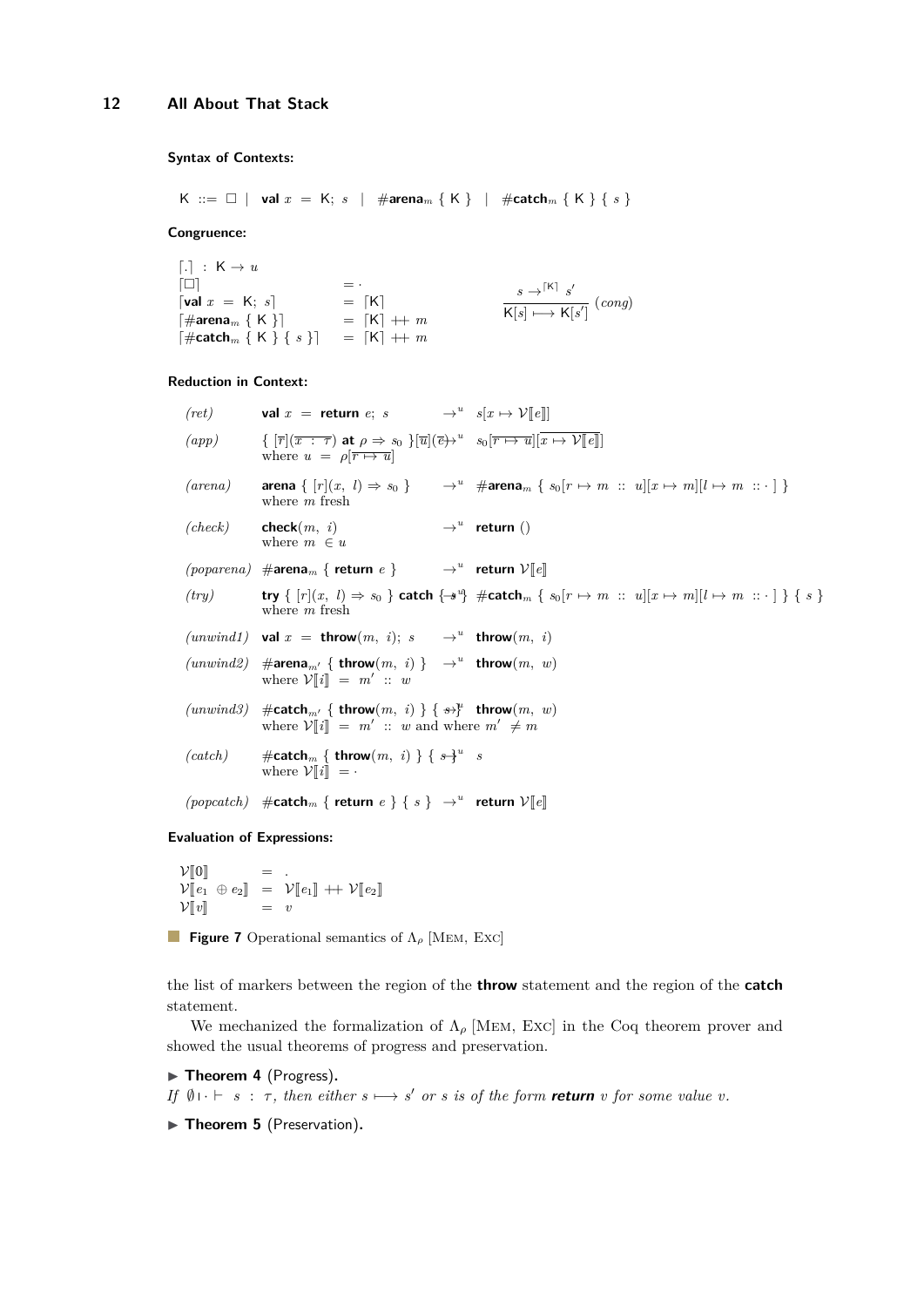**Syntax of Contexts:**

$$\mathsf{K} ::= \square \mid \textbf{val}\ x\ =\ \mathsf{K};\ s \mid \#\textbf{arena}_m\ \{\ \mathsf{K}\ \} \mid \#\textbf{catch}_m\ \{\ \mathsf{K}\ \}\ \{\ s\ \}$$

**Congruence:**

$$
\begin{array}{ll}
\lceil . \rceil\ :\ \mathsf{K} \to u & \\
\lceil \square \rceil & = \cdot \\
\lceil \textbf{val}\ x\ =\ \mathsf{K};\ s \rceil & = \lceil \mathsf{K} \rceil \\
\lceil \#\textbf{arena}_m\ \{\ \mathsf{K}\ \} \rceil & = \lceil \mathsf{K} \rceil +\!\!+\ m \\
\lceil \#\textbf{catch}_m\ \{\ \mathsf{K}\ \}\ \{\ s\ \} \rceil & = \lceil \mathsf{K} \rceil +\!\!+\ m
\end{array}
\qquad
\frac{s \to^{\lceil \mathsf{K} \rceil} s'}{\mathsf{K}[s] \longmapsto \mathsf{K}[s']}\ (cong)
$$

**Reduction in Context:**

$$
\begin{array}{llll}
(ret) & \textbf{val}\ x\ =\ \textbf{return}\ e;\ s & \to^u & s[x \mapsto \mathcal{V}[\![e]\!]] \\
(app) & \{\ [\overline{r}](\overline{x\ :\ \tau})\ \textbf{at}\ \rho \Rightarrow s_0\ \}[\overline{u}](\overline{e}) & \to^u & s_0[\overline{r \mapsto u}][\overline{x \mapsto \mathcal{V}[\![e]\!]}] \\
 & \text{where } u\ =\ \rho[\overline{r \mapsto u}] & & \\
(arena) & \textbf{arena}\ \{\ [r](x,\ l) \Rightarrow s_0\ \} & \to^u & \#\textbf{arena}_m\ \{\ s_0[r \mapsto m\ ::\ u][x \mapsto m][l \mapsto m\ ::\cdot\ ]\ \} \\
 & \text{where } m \text{ fresh} & & \\
(check) & \textbf{check}(m,\ i) & \to^u & \textbf{return}\ () \\
 & \text{where } m\ \in u & & \\
(poparena) & \#\textbf{arena}_m\ \{\ \textbf{return}\ e\ \} & \to^u & \textbf{return}\ \mathcal{V}[\![e]\!] \\
(try) & \textbf{try}\ \{\ [r](x,\ l) \Rightarrow s_0\ \}\ \textbf{catch}\ \{\ s\ \} & \to^u & \#\textbf{catch}_m\ \{\ s_0[r \mapsto m\ ::\ u][x \mapsto m][l \mapsto m\ ::\cdot\ ]\ \}\ \{\ s\ \} \\
 & \text{where } m \text{ fresh} & & \\
(unwind1) & \textbf{val}\ x\ =\ \textbf{throw}(m,\ i);\ s & \to^u & \textbf{throw}(m,\ i) \\
(unwind2) & \#\textbf{arena}_{m'}\ \{\ \textbf{throw}(m,\ i)\ \} & \to^u & \textbf{throw}(m,\ w) \\
 & \text{where } \mathcal{V}[\![i]\!]\ =\ m'\ ::\ w & & \\
(unwind3) & \#\textbf{catch}_{m'}\ \{\ \textbf{throw}(m,\ i)\ \}\ \{\ s\ \} & \to^u & \textbf{throw}(m,\ w) \\
 & \text{where } \mathcal{V}[\![i]\!]\ =\ m'\ ::\ w \text{ and where } m' \neq m & & \\
(catch) & \#\textbf{catch}_m\ \{\ \textbf{throw}(m,\ i)\ \}\ \{\ s\ \} & \to^u & s \\
 & \text{where } \mathcal{V}[\![i]\!]\ =\ \cdot & & \\
(popcatch) & \#\textbf{catch}_m\ \{\ \textbf{return}\ e\ \}\ \{\ s\ \} & \to^u & \textbf{return}\ \mathcal{V}[\![e]\!]
\end{array}
$$

**Evaluation of Expressions:**

$$
\begin{array}{lll}
\mathcal{V}[\![0]\!] & = & \cdot \\
\mathcal{V}[\![e_1\ \oplus e_2]\!] & = & \mathcal{V}[\![e_1]\!]\ +\!\!+\ \mathcal{V}[\![e_2]\!] \\
\mathcal{V}[\![v]\!] & = & v
\end{array}
$$

**Figure 7** Operational semantics of $\Lambda_\rho$ [Mem, Exc]

the list of markers between the region of the **throw** statement and the region of the **catch** statement.

We mechanized the formalization of $\Lambda_\rho$ [Mem, Exc] in the Coq theorem prover and showed the usual theorems of progress and preservation.

▶ **Theorem 4** (Progress). *If $\emptyset \mid \cdot \vdash\ s\ :\ \tau$, then either $s \longmapsto s'$ or $s$ is of the form **return** $v$ for some value $v$.*

▶ **Theorem 5** (Preservation).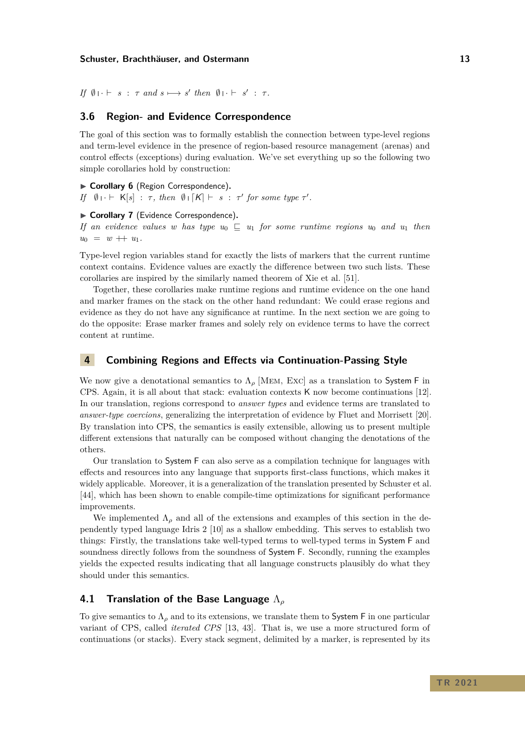*If* $\emptyset \mid \cdot \vdash s : \tau$ *and* $s \longmapsto s'$ *then* $\emptyset \mid \cdot \vdash s' : \tau$.

## 3.6 Region- and Evidence Correspondence

The goal of this section was to formally establish the connection between type-level regions and term-level evidence in the presence of region-based resource management (arenas) and control effects (exceptions) during evaluation. We've set everything up so the following two simple corollaries hold by construction:

▶ **Corollary 6** (Region Correspondence)**.**
*If* $\emptyset \mid \cdot \vdash \mathsf{K}[s] : \tau$, *then* $\emptyset \mid \lceil K \rceil \vdash s : \tau'$ *for some type* $\tau'$.

▶ **Corollary 7** (Evidence Correspondence)**.**
*If an evidence values* $w$ *has type* $u_0 \sqsubseteq u_1$ *for some runtime regions* $u_0$ *and* $u_1$ *then* $u_0 = w +\!\!+ u_1$.

Type-level region variables stand for exactly the lists of markers that the current runtime context contains. Evidence values are exactly the difference between two such lists. These corollaries are inspired by the similarly named theorem of Xie et al. [51].

Together, these corollaries make runtime regions and runtime evidence on the one hand and marker frames on the stack on the other hand redundant: We could erase regions and evidence as they do not have any significance at runtime. In the next section we are going to do the opposite: Erase marker frames and solely rely on evidence terms to have the correct content at runtime.

# 4 Combining Regions and Effects via Continuation-Passing Style

We now give a denotational semantics to $\Lambda_\rho$ [Mem, Exc] as a translation to System F in CPS. Again, it is all about that stack: evaluation contexts K now become continuations [12]. In our translation, regions correspond to *answer types* and evidence terms are translated to *answer-type coercions*, generalizing the interpretation of evidence by Fluet and Morrisett [20]. By translation into CPS, the semantics is easily extensible, allowing us to present multiple different extensions that naturally can be composed without changing the denotations of the others.

Our translation to System F can also serve as a compilation technique for languages with effects and resources into any language that supports first-class functions, which makes it widely applicable. Moreover, it is a generalization of the translation presented by Schuster et al. [44], which has been shown to enable compile-time optimizations for significant performance improvements.

We implemented $\Lambda_\rho$ and all of the extensions and examples of this section in the dependently typed language Idris 2 [10] as a shallow embedding. This serves to establish two things: Firstly, the translations take well-typed terms to well-typed terms in System F and soundness directly follows from the soundness of System F. Secondly, running the examples yields the expected results indicating that all language constructs plausibly do what they should under this semantics.

## 4.1 Translation of the Base Language $\Lambda_\rho$

To give semantics to $\Lambda_\rho$ and to its extensions, we translate them to System F in one particular variant of CPS, called *iterated CPS* [13, 43]. That is, we use a more structured form of continuations (or stacks). Every stack segment, delimited by a marker, is represented by its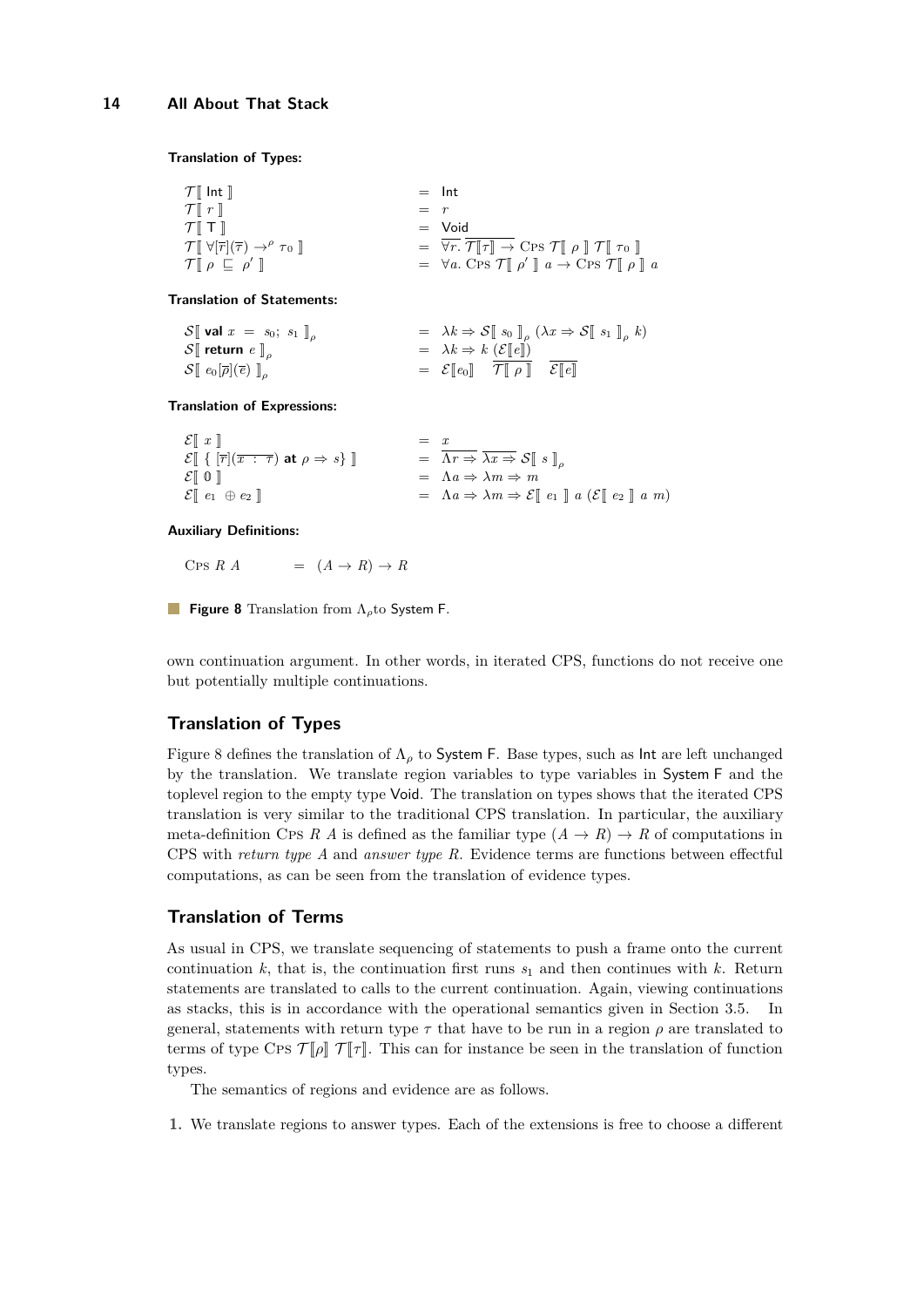**Translation of Types:**

$$
\begin{array}{lcl}
\mathcal{T}[\![\ \mathsf{Int}\ ]\!] & = & \mathsf{Int} \\
\mathcal{T}[\![\ r\ ]\!] & = & r \\
\mathcal{T}[\![\ \top\ ]\!] & = & \mathsf{Void} \\
\mathcal{T}[\![\ \forall[\overline{r}](\overline{\tau}) \to^{\rho} \tau_0\ ]\!] & = & \overline{\forall r.}\ \overline{\mathcal{T}[\![\tau]\!] \to}\ \textsc{Cps}\ \mathcal{T}[\![\ \rho\ ]\!]\ \mathcal{T}[\![\ \tau_0\ ]\!] \\
\mathcal{T}[\![\ \rho\ \sqsubseteq\ \rho'\ ]\!] & = & \forall a.\ \textsc{Cps}\ \mathcal{T}[\![\ \rho'\ ]\!]\ a \to \textsc{Cps}\ \mathcal{T}[\![\ \rho\ ]\!]\ a
\end{array}
$$

**Translation of Statements:**

$$
\begin{array}{lcl}
\mathcal{S}[\![\ \textbf{val}\ x\ =\ s_0;\ s_1\ ]\!]_{\rho} & = & \lambda k \Rightarrow \mathcal{S}[\![\ s_0\ ]\!]_{\rho}\ (\lambda x \Rightarrow \mathcal{S}[\![\ s_1\ ]\!]_{\rho}\ k) \\
\mathcal{S}[\![\ \textbf{return}\ e\ ]\!]_{\rho} & = & \lambda k \Rightarrow k\ (\mathcal{E}[\![e]\!]) \\
\mathcal{S}[\![\ e_0[\overline{\rho}](\overline{e})\ ]\!]_{\rho} & = & \mathcal{E}[\![e_0]\!]\quad \overline{\mathcal{T}[\![\ \rho\ ]\!]}\quad \overline{\mathcal{E}[\![e]\!]}
\end{array}
$$

**Translation of Expressions:**

$$
\begin{array}{lcl}
\mathcal{E}[\![\ x\ ]\!] & = & x \\
\mathcal{E}[\![\ \{\ [\overline{r}](\overline{x\ :\ \tau})\ \textbf{at}\ \rho \Rightarrow s\}\ ]\!] & = & \overline{\Lambda r \Rightarrow}\ \overline{\lambda x \Rightarrow}\ \mathcal{S}[\![\ s\ ]\!]_{\rho} \\
\mathcal{E}[\![\ 0\ ]\!] & = & \Lambda a \Rightarrow \lambda m \Rightarrow m \\
\mathcal{E}[\![\ e_1\ \oplus e_2\ ]\!] & = & \Lambda a \Rightarrow \lambda m \Rightarrow \mathcal{E}[\![\ e_1\ ]\!]\ a\ (\mathcal{E}[\![\ e_2\ ]\!]\ a\ m)
\end{array}
$$

**Auxiliary Definitions:**

$$
\textsc{Cps}\ R\ A \quad = \quad (A \to R) \to R
$$

**Figure 8** Translation from $\Lambda_\rho$ to System F.

own continuation argument. In other words, in iterated CPS, functions do not receive one but potentially multiple continuations.

## Translation of Types

Figure 8 defines the translation of $\Lambda_\rho$ to System F. Base types, such as Int are left unchanged by the translation. We translate region variables to type variables in System F and the toplevel region to the empty type Void. The translation on types shows that the iterated CPS translation is very similar to the traditional CPS translation. In particular, the auxiliary meta-definition $\textsc{Cps}\ R\ A$ is defined as the familiar type $(A \to R) \to R$ of computations in CPS with *return type* $A$ and *answer type* $R$. Evidence terms are functions between effectful computations, as can be seen from the translation of evidence types.

## Translation of Terms

As usual in CPS, we translate sequencing of statements to push a frame onto the current continuation $k$, that is, the continuation first runs $s_1$ and then continues with $k$. Return statements are translated to calls to the current continuation. Again, viewing continuations as stacks, this is in accordance with the operational semantics given in Section 3.5. In general, statements with return type $\tau$ that have to be run in a region $\rho$ are translated to terms of type $\textsc{Cps}\ \mathcal{T}[\![\rho]\!]\ \mathcal{T}[\![\tau]\!]$. This can for instance be seen in the translation of function types.

The semantics of regions and evidence are as follows.

1. We translate regions to answer types. Each of the extensions is free to choose a different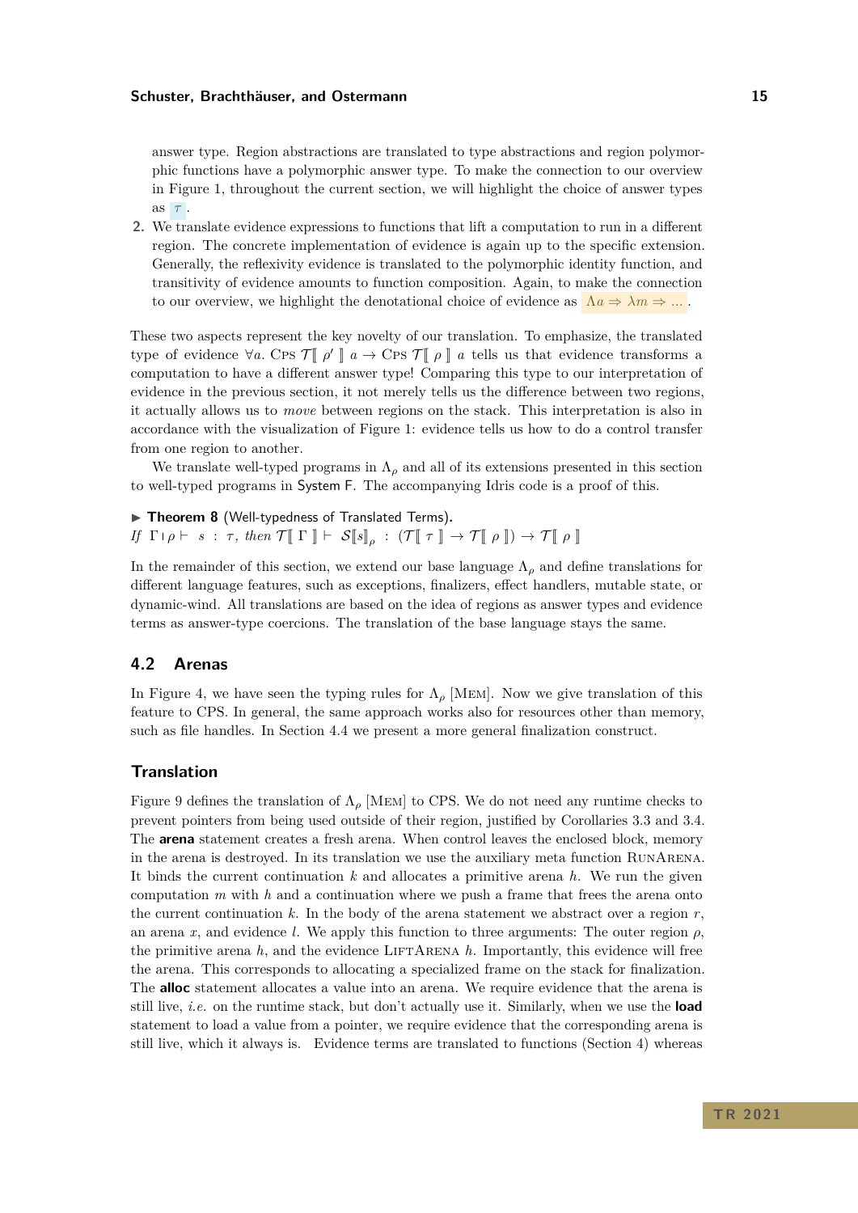answer type. Region abstractions are translated to type abstractions and region polymorphic functions have a polymorphic answer type. To make the connection to our overview in Figure 1, throughout the current section, we will highlight the choice of answer types as $\tau$.

2. We translate evidence expressions to functions that lift a computation to run in a different region. The concrete implementation of evidence is again up to the specific extension. Generally, the reflexivity evidence is translated to the polymorphic identity function, and transitivity of evidence amounts to function composition. Again, to make the connection to our overview, we highlight the denotational choice of evidence as $\Lambda a \Rightarrow \lambda m \Rightarrow \ldots$.

These two aspects represent the key novelty of our translation. To emphasize, the translated type of evidence $\forall a.\ \textsc{Cps}\ \mathcal{T}[\![\ \rho'\ ]\!]\ a \rightarrow \textsc{Cps}\ \mathcal{T}[\![\ \rho\ ]\!]\ a$ tells us that evidence transforms a computation to have a different answer type! Comparing this type to our interpretation of evidence in the previous section, it not merely tells us the difference between two regions, it actually allows us to *move* between regions on the stack. This interpretation is also in accordance with the visualization of Figure 1: evidence tells us how to do a control transfer from one region to another.

We translate well-typed programs in $\Lambda_\rho$ and all of its extensions presented in this section to well-typed programs in System F. The accompanying Idris code is a proof of this.

▶ **Theorem 8** (Well-typedness of Translated Terms).
*If* $\Gamma \mid \rho \vdash\ s\ :\ \tau$, *then* $\mathcal{T}[\![\ \Gamma\ ]\!] \vdash\ \mathcal{S}[\![s]\!]_\rho\ :\ (\mathcal{T}[\![\ \tau\ ]\!] \rightarrow \mathcal{T}[\![\ \rho\ ]\!]) \rightarrow \mathcal{T}[\![\ \rho\ ]\!]$

In the remainder of this section, we extend our base language $\Lambda_\rho$ and define translations for different language features, such as exceptions, finalizers, effect handlers, mutable state, or dynamic-wind. All translations are based on the idea of regions as answer types and evidence terms as answer-type coercions. The translation of the base language stays the same.

## 4.2 Arenas

In Figure 4, we have seen the typing rules for $\Lambda_\rho$ [Mem]. Now we give translation of this feature to CPS. In general, the same approach works also for resources other than memory, such as file handles. In Section 4.4 we present a more general finalization construct.

### Translation

Figure 9 defines the translation of $\Lambda_\rho$ [Mem] to CPS. We do not need any runtime checks to prevent pointers from being used outside of their region, justified by Corollaries 3.3 and 3.4. The **arena** statement creates a fresh arena. When control leaves the enclosed block, memory in the arena is destroyed. In its translation we use the auxiliary meta function RunArena. It binds the current continuation $k$ and allocates a primitive arena $h$. We run the given computation $m$ with $h$ and a continuation where we push a frame that frees the arena onto the current continuation $k$. In the body of the arena statement we abstract over a region $r$, an arena $x$, and evidence $l$. We apply this function to three arguments: The outer region $\rho$, the primitive arena $h$, and the evidence LiftArena $h$. Importantly, this evidence will free the arena. This corresponds to allocating a specialized frame on the stack for finalization. The **alloc** statement allocates a value into an arena. We require evidence that the arena is still live, *i.e.* on the runtime stack, but don't actually use it. Similarly, when we use the **load** statement to load a value from a pointer, we require evidence that the corresponding arena is still live, which it always is. Evidence terms are translated to functions (Section 4) whereas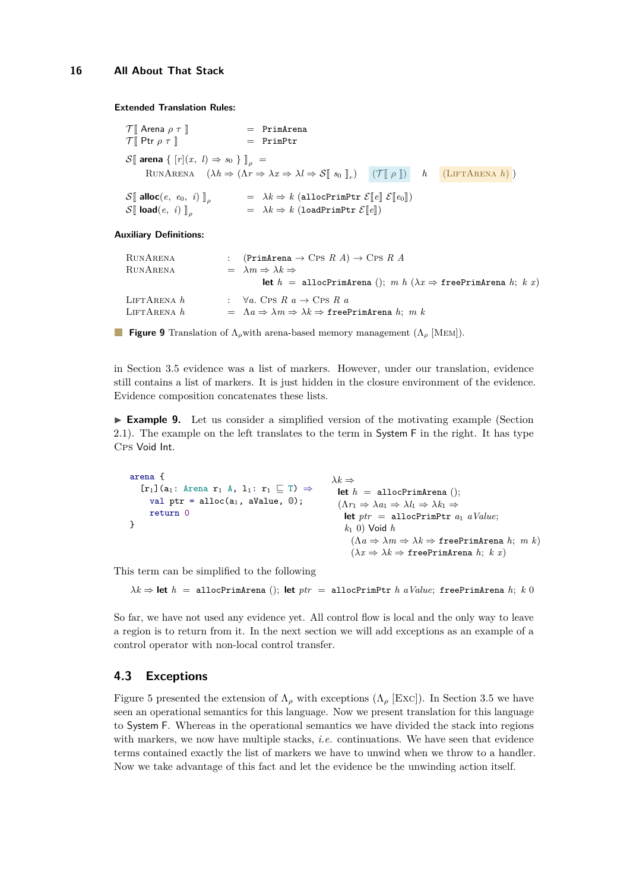**Extended Translation Rules:**

$$\mathcal{T}[\![\ \textsf{Arena}\ \rho\ \tau\ ]\!] \quad = \quad \texttt{PrimArena}$$
$$\mathcal{T}[\![\ \textsf{Ptr}\ \rho\ \tau\ ]\!] \quad = \quad \texttt{PrimPtr}$$

$$\mathcal{S}[\![\ \textbf{arena}\ \{\ [r](x,\ l) \Rightarrow s_0\ \}\ ]\!]_\rho \ = $$
$$\qquad \textsc{RunArena} \quad (\lambda h \Rightarrow (\Lambda r \Rightarrow \lambda x \Rightarrow \lambda l \Rightarrow \mathcal{S}[\![\ s_0\ ]\!]_r)\quad (\mathcal{T}[\![\ \rho\ ]\!]) \quad h \quad (\textsc{LiftArena}\ h)\ )$$

$$\mathcal{S}[\![\ \textbf{alloc}(e,\ e_0,\ i)\ ]\!]_\rho \quad = \quad \lambda k \Rightarrow k\ (\texttt{allocPrimPtr}\ \mathcal{E}[\![e]\!]\ \mathcal{E}[\![e_0]\!])$$
$$\mathcal{S}[\![\ \textbf{load}(e,\ i)\ ]\!]_\rho \quad = \quad \lambda k \Rightarrow k\ (\texttt{loadPrimPtr}\ \mathcal{E}[\![e]\!])$$

**Auxiliary Definitions:**

$$\textsc{RunArena} \quad : \quad (\texttt{PrimArena} \to \textsc{Cps}\ R\ A) \to \textsc{Cps}\ R\ A$$
$$\textsc{RunArena} \quad = \quad \lambda m \Rightarrow \lambda k \Rightarrow$$
$$\qquad\qquad \textbf{let}\ h\ =\ \texttt{allocPrimArena}\ ();\ \ m\ h\ (\lambda x \Rightarrow \texttt{freePrimArena}\ h;\ \ k\ x)$$

$$\textsc{LiftArena}\ h \quad : \quad \forall a.\ \textsc{Cps}\ R\ a \to \textsc{Cps}\ R\ a$$
$$\textsc{LiftArena}\ h \quad = \quad \Lambda a \Rightarrow \lambda m \Rightarrow \lambda k \Rightarrow \texttt{freePrimArena}\ h;\ \ m\ k$$

**Figure 9** Translation of $\Lambda_\rho$ with arena-based memory management ($\Lambda_\rho$ [Mem]).

in Section 3.5 evidence was a list of markers. However, under our translation, evidence still contains a list of markers. It is just hidden in the closure environment of the evidence. Evidence composition concatenates these lists.

▶ **Example 9.** Let us consider a simplified version of the motivating example (Section 2.1). The example on the left translates to the term in System F in the right. It has type Cps Void Int.

```
arena {
  [r₁](a₁: Arena r₁ A, l₁: r₁ ⊑ T) ⇒
    val ptr = alloc(a₁, aValue, 0);
    return 0
}
```

$$\lambda k \Rightarrow$$
$$\quad \textbf{let}\ h\ =\ \texttt{allocPrimArena}\ ();$$
$$\quad (\Lambda r_1 \Rightarrow \lambda a_1 \Rightarrow \lambda l_1 \Rightarrow \lambda k_1 \Rightarrow$$
$$\qquad \textbf{let}\ ptr\ =\ \texttt{allocPrimPtr}\ a_1\ aValue;$$
$$\qquad k_1\ 0)\ \textsf{Void}\ h$$
$$\qquad\quad (\Lambda a \Rightarrow \lambda m \Rightarrow \lambda k \Rightarrow \texttt{freePrimArena}\ h;\ \ m\ k)$$
$$\qquad\quad (\lambda x \Rightarrow \lambda k \Rightarrow \texttt{freePrimArena}\ h;\ \ k\ x)$$

This term can be simplified to the following

$$\lambda k \Rightarrow \textbf{let}\ h\ =\ \texttt{allocPrimArena}\ ();\ \textbf{let}\ ptr\ =\ \texttt{allocPrimPtr}\ h\ aValue;\ \texttt{freePrimArena}\ h;\ \ k\ 0$$

So far, we have not used any evidence yet. All control flow is local and the only way to leave a region is to return from it. In the next section we will add exceptions as an example of a control operator with non-local control transfer.

## 4.3 Exceptions

Figure 5 presented the extension of $\Lambda_\rho$ with exceptions ($\Lambda_\rho$ [Exc]). In Section 3.5 we have seen an operational semantics for this language. Now we present translation for this language to System F. Whereas in the operational semantics we have divided the stack into regions with markers, we now have multiple stacks, *i.e.* continuations. We have seen that evidence terms contained exactly the list of markers we have to unwind when we throw to a handler. Now we take advantage of this fact and let the evidence be the unwinding action itself.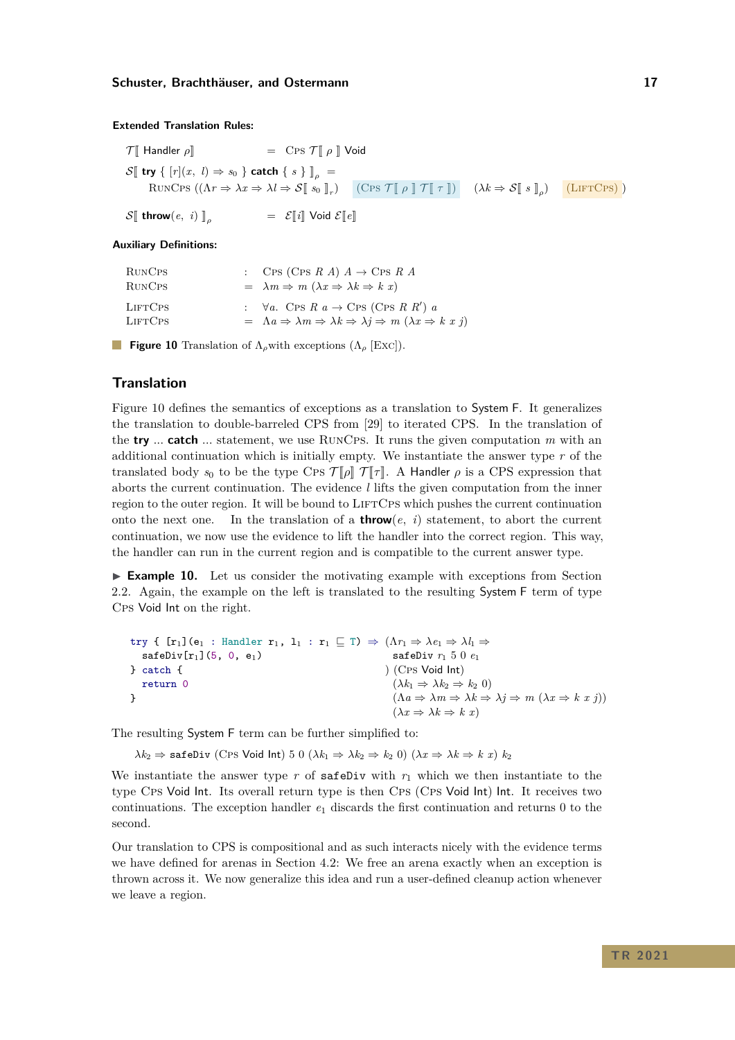**Extended Translation Rules:**

$$\mathcal{T}[\![\ \textsf{Handler}\ \rho ]\!] \quad = \quad \textsc{Cps}\ \mathcal{T}[\![\ \rho\ ]\!]\ \textsf{Void}$$

$$\mathcal{S}[\![\ \textbf{try}\ \{\ [r](x,\ l) \Rightarrow s_0\ \}\ \textbf{catch}\ \{\ s\ \}\ ]\!]_\rho \ =$$
$$\textsc{RunCps}\ ((\Lambda r \Rightarrow \lambda x \Rightarrow \lambda l \Rightarrow \mathcal{S}[\![\ s_0\ ]\!]_r)\quad (\textsc{Cps}\ \mathcal{T}[\![\ \rho\ ]\!]\ \mathcal{T}[\![\ \tau\ ]\!])\quad (\lambda k \Rightarrow \mathcal{S}[\![\ s\ ]\!]_\rho)\quad (\textsc{LiftCps})\ )$$

$$\mathcal{S}[\![\ \textbf{throw}(e,\ i)\ ]\!]_\rho \quad = \quad \mathcal{E}[\![ i ]\!]\ \textsf{Void}\ \mathcal{E}[\![ e ]\!]$$

**Auxiliary Definitions:**

$$\textsc{RunCps} \quad : \quad \textsc{Cps}\ (\textsc{Cps}\ R\ A)\ A \rightarrow \textsc{Cps}\ R\ A$$
$$\textsc{RunCps} \quad = \quad \lambda m \Rightarrow m\ (\lambda x \Rightarrow \lambda k \Rightarrow k\ x)$$

$$\textsc{LiftCps} \quad : \quad \forall a.\ \ \textsc{Cps}\ R\ a \rightarrow \textsc{Cps}\ (\textsc{Cps}\ R\ R')\ a$$
$$\textsc{LiftCps} \quad = \quad \Lambda a \Rightarrow \lambda m \Rightarrow \lambda k \Rightarrow \lambda j \Rightarrow m\ (\lambda x \Rightarrow k\ x\ j)$$

**Figure 10** Translation of $\Lambda_\rho$with exceptions ($\Lambda_\rho$ [Exc]).

## Translation

Figure 10 defines the semantics of exceptions as a translation to System F. It generalizes the translation to double-barreled CPS from [29] to iterated CPS. In the translation of the **try** ... **catch** ... statement, we use RunCps. It runs the given computation $m$ with an additional continuation which is initially empty. We instantiate the answer type $r$ of the translated body $s_0$ to be the type Cps $\mathcal{T}[\![\rho]\!]$ $\mathcal{T}[\![\tau]\!]$. A Handler $\rho$ is a CPS expression that aborts the current continuation. The evidence $l$ lifts the given computation from the inner region to the outer region. It will be bound to LiftCps which pushes the current continuation onto the next one. In the translation of a **throw**$(e,\ i)$ statement, to abort the current continuation, we now use the evidence to lift the handler into the correct region. This way, the handler can run in the current region and is compatible to the current answer type.

▶ **Example 10.** Let us consider the motivating example with exceptions from Section 2.2. Again, the example on the left is translated to the resulting System F term of type Cps Void Int on the right.

```
try { [r₁](e₁ : Handler r₁, l₁ : r₁ ⊑ ⊤) ⇒
  safeDiv[r₁](5, 0, e₁)
} catch {
  return 0
}
```

$$(\Lambda r_1 \Rightarrow \lambda e_1 \Rightarrow \lambda l_1 \Rightarrow \texttt{safeDiv}\ r_1\ 5\ 0\ e_1\ )\ (\textsc{Cps}\ \textsf{Void Int})\ (\lambda k_1 \Rightarrow \lambda k_2 \Rightarrow k_2\ 0)\ (\Lambda a \Rightarrow \lambda m \Rightarrow \lambda k \Rightarrow \lambda j \Rightarrow m\ (\lambda x \Rightarrow k\ x\ j))\ (\lambda x \Rightarrow \lambda k \Rightarrow k\ x)$$

The resulting System F term can be further simplified to:

$$\lambda k_2 \Rightarrow \texttt{safeDiv}\ (\textsc{Cps}\ \textsf{Void Int})\ 5\ 0\ (\lambda k_1 \Rightarrow \lambda k_2 \Rightarrow k_2\ 0)\ (\lambda x \Rightarrow \lambda k \Rightarrow k\ x)\ k_2$$

We instantiate the answer type $r$ of `safeDiv` with $r_1$ which we then instantiate to the type Cps Void Int. Its overall return type is then Cps (Cps Void Int) Int. It receives two continuations. The exception handler $e_1$ discards the first continuation and returns 0 to the second.

Our translation to CPS is compositional and as such interacts nicely with the evidence terms we have defined for arenas in Section 4.2: We free an arena exactly when an exception is thrown across it. We now generalize this idea and run a user-defined cleanup action whenever we leave a region.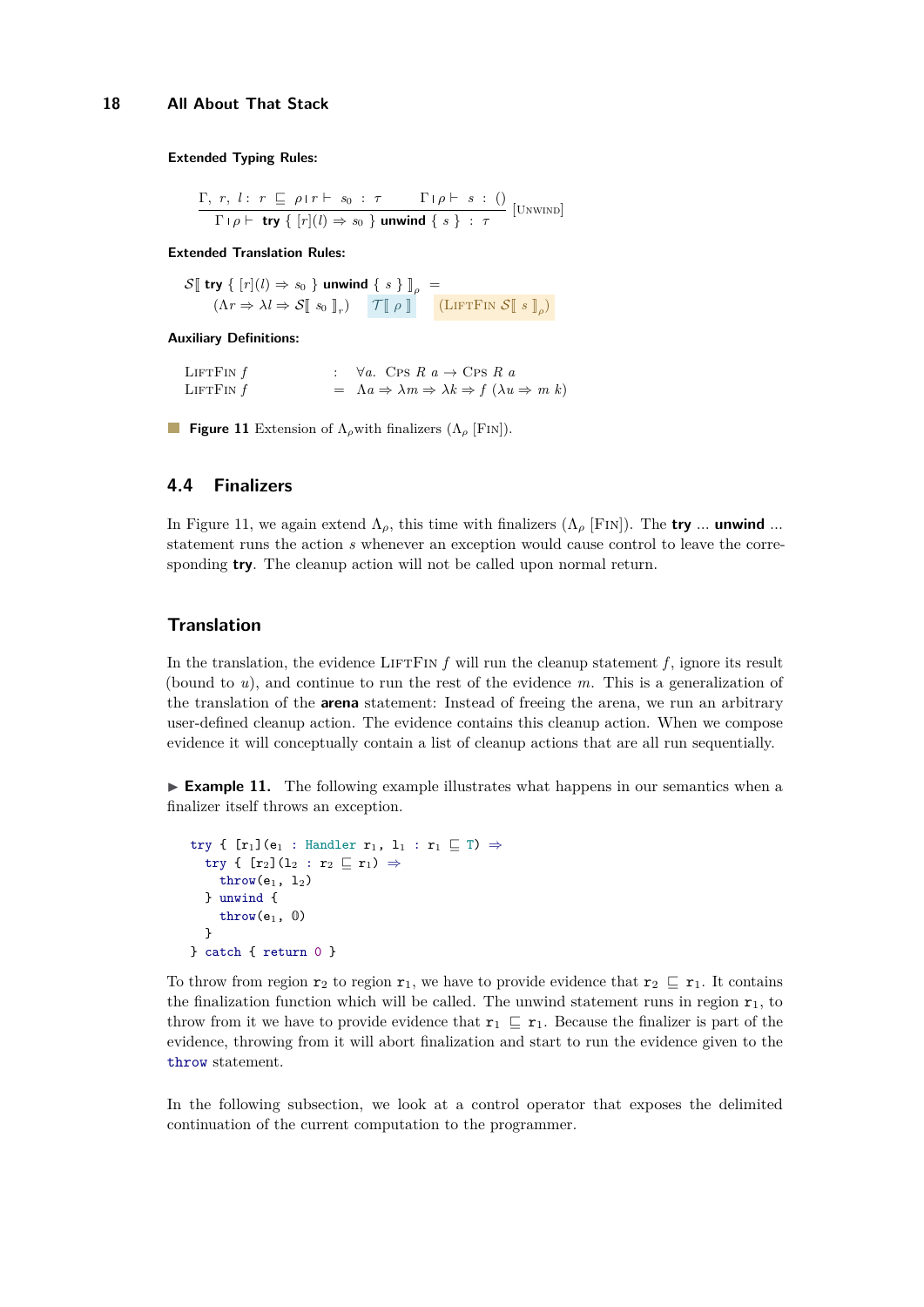**Extended Typing Rules:**

$$\frac{\Gamma,\ r,\ l : r \sqsubseteq \rho \mid r \vdash s_0 : \tau \qquad \Gamma \mid \rho \vdash s : ()}{\Gamma \mid \rho \vdash \textbf{try}\ \{\ [r](l) \Rightarrow s_0\ \}\ \textbf{unwind}\ \{\ s\ \} : \tau}\ [\textsc{Unwind}]$$

**Extended Translation Rules:**

$$\mathcal{S}[\![\ \textbf{try}\ \{\ [r](l) \Rightarrow s_0\ \}\ \textbf{unwind}\ \{\ s\ \}\ ]\!]_\rho =$$
$$(\Lambda r \Rightarrow \lambda l \Rightarrow \mathcal{S}[\![\ s_0\ ]\!]_r) \quad \mathcal{T}[\![\ \rho\ ]\!] \quad (\textsc{LiftFin}\ \mathcal{S}[\![\ s\ ]\!]_\rho)$$

**Auxiliary Definitions:**

$$\begin{array}{lcl} \textsc{LiftFin}\ f & : & \forall a.\ \textsc{Cps}\ R\ a \rightarrow \textsc{Cps}\ R\ a \\ \textsc{LiftFin}\ f & = & \Lambda a \Rightarrow \lambda m \Rightarrow \lambda k \Rightarrow f\ (\lambda u \Rightarrow m\ k) \end{array}$$

**Figure 11** Extension of $\Lambda_\rho$with finalizers ($\Lambda_\rho$ [Fin]).

## 4.4 Finalizers

In Figure 11, we again extend $\Lambda_\rho$, this time with finalizers ($\Lambda_\rho$ [Fin]). The **try** ... **unwind** ... statement runs the action $s$ whenever an exception would cause control to leave the corresponding **try**. The cleanup action will not be called upon normal return.

### Translation

In the translation, the evidence LiftFin $f$ will run the cleanup statement $f$, ignore its result (bound to $u$), and continue to run the rest of the evidence $m$. This is a generalization of the translation of the **arena** statement: Instead of freeing the arena, we run an arbitrary user-defined cleanup action. The evidence contains this cleanup action. When we compose evidence it will conceptually contain a list of cleanup actions that are all run sequentially.

▶ **Example 11.** The following example illustrates what happens in our semantics when a finalizer itself throws an exception.

```
try { [r₁](e₁ : Handler r₁, l₁ : r₁ ⊑ ⊤) ⇒
  try { [r₂](l₂ : r₂ ⊑ r₁) ⇒
    throw(e₁, l₂)
  } unwind {
    throw(e₁, 0)
  }
} catch { return 0 }
```

To throw from region $r_2$ to region $r_1$, we have to provide evidence that $r_2 \sqsubseteq r_1$. It contains the finalization function which will be called. The unwind statement runs in region $r_1$, to throw from it we have to provide evidence that $r_1 \sqsubseteq r_1$. Because the finalizer is part of the evidence, throwing from it will abort finalization and start to run the evidence given to the throw statement.

In the following subsection, we look at a control operator that exposes the delimited continuation of the current computation to the programmer.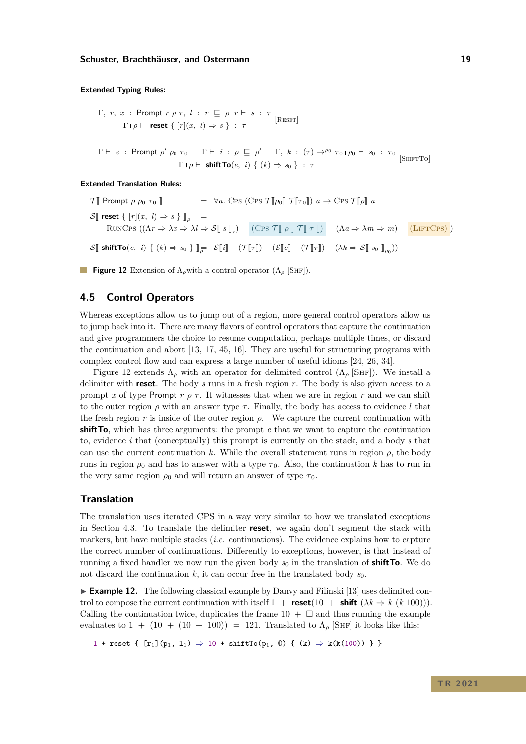**Extended Typing Rules:**

$$\frac{\Gamma,\ r,\ x\ :\ \textsf{Prompt}\ r\ \rho\ \tau,\ l\ :\ r\ \sqsubseteq\ \rho \mid r \vdash\ s\ :\ \tau}{\Gamma \mid \rho \vdash\ \textbf{reset}\ \{\ [r](x,\ l) \Rightarrow s\ \}\ :\ \tau}\ [\textsc{Reset}]$$

$$\frac{\Gamma \vdash\ e\ :\ \textsf{Prompt}\ \rho'\ \rho_0\ \tau_0 \qquad \Gamma \vdash\ i\ :\ \rho\ \sqsubseteq\ \rho' \qquad \Gamma,\ k\ :\ (\tau) \to^{\rho_0}\ \tau_0 \mid \rho_0 \vdash\ s_0\ :\ \tau_0}{\Gamma \mid \rho \vdash\ \textbf{shiftTo}(e,\ i)\ \{\ (k) \Rightarrow s_0\ \}\ :\ \tau}\ [\textsc{ShiftTo}]$$

**Extended Translation Rules:**

$$\mathcal{T}[\![\ \textsf{Prompt}\ \rho\ \rho_0\ \tau_0\ ]\!] \quad = \quad \forall a.\ \textsc{Cps}\ (\textsc{Cps}\ \mathcal{T}[\![\rho_0]\!]\ \mathcal{T}[\![\tau_0]\!])\ a \to \textsc{Cps}\ \mathcal{T}[\![\rho]\!]\ a$$

$$\mathcal{S}[\![\ \textbf{reset}\ \{\ [r](x,\ l) \Rightarrow s\ \}\ ]\!]_\rho \quad =$$
$$\qquad \textsc{RunCps}\ ((\Lambda r \Rightarrow \lambda x \Rightarrow \lambda l \Rightarrow \mathcal{S}[\![\ s\ ]\!]_r)\quad (\textsc{Cps}\ \mathcal{T}[\![\ \rho\ ]\!]\ \mathcal{T}[\![\ \tau\ ]\!]) \quad (\Lambda a \Rightarrow \lambda m \Rightarrow m) \quad (\textsc{LiftCps})\ )$$

$$\mathcal{S}[\![\ \textbf{shiftTo}(e,\ i)\ \{\ (k) \Rightarrow s_0\ \}\ ]\!]_\rho = \ \mathcal{E}[\![i]\!] \quad (\mathcal{T}[\![\tau]\!]) \quad (\mathcal{E}[\![e]\!] \quad (\mathcal{T}[\![\tau]\!]) \quad (\lambda k \Rightarrow \mathcal{S}[\![\ s_0\ ]\!]_{\rho_0}))$$

**Figure 12** Extension of $\Lambda_\rho$with a control operator ($\Lambda_\rho$ [Shf]).

## 4.5 Control Operators

Whereas exceptions allow us to jump out of a region, more general control operators allow us to jump back into it. There are many flavors of control operators that capture the continuation and give programmers the choice to resume computation, perhaps multiple times, or discard the continuation and abort [13, 17, 45, 16]. They are useful for structuring programs with complex control flow and can express a large number of useful idioms [24, 26, 34].

Figure 12 extends $\Lambda_\rho$ with an operator for delimited control ($\Lambda_\rho$ [Shf]). We install a delimiter with **reset**. The body $s$ runs in a fresh region $r$. The body is also given access to a prompt $x$ of type Prompt $r$ $\rho$ $\tau$. It witnesses that when we are in region $r$ and we can shift to the outer region $\rho$ with an answer type $\tau$. Finally, the body has access to evidence $l$ that the fresh region $r$ is inside of the outer region $\rho$. We capture the current continuation with **shiftTo**, which has three arguments: the prompt $e$ that we want to capture the continuation to, evidence $i$ that (conceptually) this prompt is currently on the stack, and a body $s$ that can use the current continuation $k$. While the overall statement runs in region $\rho$, the body runs in region $\rho_0$ and has to answer with a type $\tau_0$. Also, the continuation $k$ has to run in the very same region $\rho_0$ and will return an answer of type $\tau_0$.

### Translation

The translation uses iterated CPS in a way very similar to how we translated exceptions in Section 4.3. To translate the delimiter **reset**, we again don't segment the stack with markers, but have multiple stacks (*i.e.* continuations). The evidence explains how to capture the correct number of continuations. Differently to exceptions, however, is that instead of running a fixed handler we now run the given body $s_0$ in the translation of **shiftTo**. We do not discard the continuation $k$, it can occur free in the translated body $s_0$.

▶ **Example 12.** The following classical example by Danvy and Filinski [13] uses delimited control to compose the current continuation with itself $1\ +\ \textbf{reset}(10\ +\ \textbf{shift}\ (\lambda k \Rightarrow k\ (k\ 100)))$. Calling the continuation twice, duplicates the frame $10\ +\ \Box$ and thus running the example evaluates to $1\ +\ (10\ +\ (10\ +\ 100))\ =\ 121$. Translated to $\Lambda_\rho$ [Shf] it looks like this:

```
1 + reset { [r₁](p₁, l₁) ⇒ 10 + shiftTo(p₁, 0) { (k) ⇒ k(k(100)) } }
```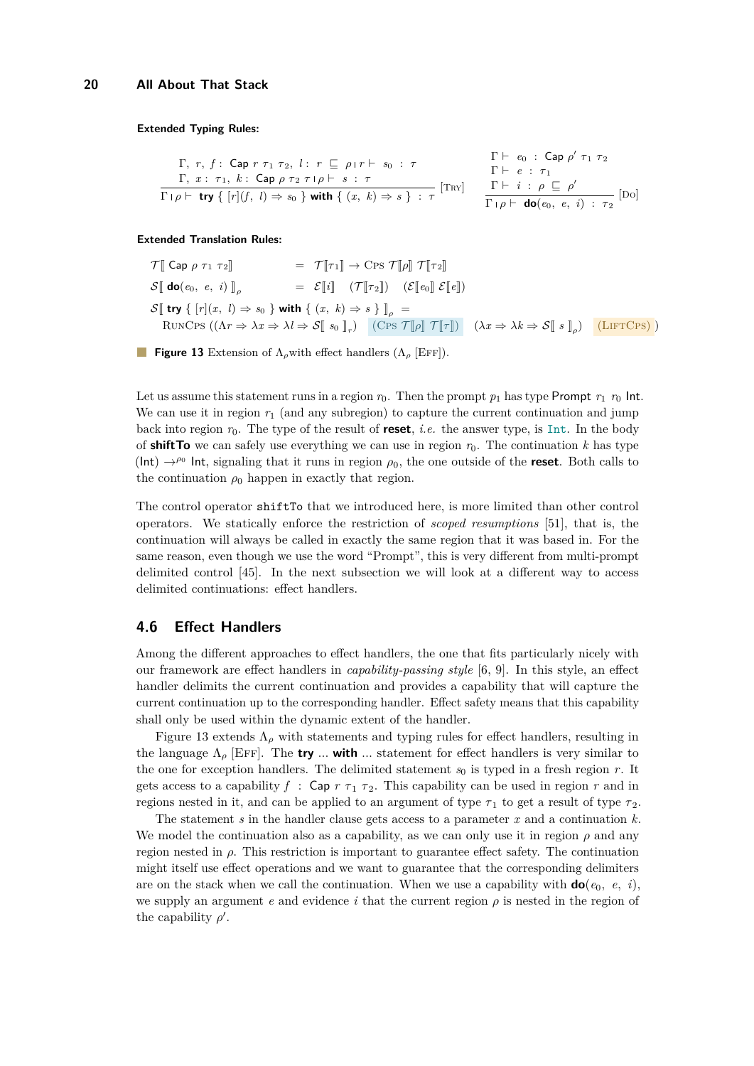**Extended Typing Rules:**

$$\frac{\begin{array}{l}\Gamma,\ r,\ f:\ \mathsf{Cap}\ r\ \tau_1\ \tau_2,\ l:\ r\ \sqsubseteq\ \rho \mid r \vdash\ s_0\ :\ \tau \\ \Gamma,\ x:\ \tau_1,\ k:\ \mathsf{Cap}\ \rho\ \tau_2\ \tau \mid \rho \vdash\ s\ :\ \tau\end{array}}{\Gamma \mid \rho \vdash\ \textbf{try}\ \{\ [r](f,\ l) \Rightarrow s_0\ \}\ \textbf{with}\ \{\ (x,\ k) \Rightarrow s\ \}\ :\ \tau}\ [\textsc{Try}] \qquad \frac{\begin{array}{l}\Gamma \vdash\ e_0\ :\ \mathsf{Cap}\ \rho'\ \tau_1\ \tau_2 \\ \Gamma \vdash\ e\ :\ \tau_1 \\ \Gamma \vdash\ i\ :\ \rho\ \sqsubseteq\ \rho'\end{array}}{\Gamma \mid \rho \vdash\ \textbf{do}(e_0,\ e,\ i)\ :\ \tau_2}\ [\textsc{Do}]$$

**Extended Translation Rules:**

$$\begin{array}{lcl}\mathcal{T}[\![\ \mathsf{Cap}\ \rho\ \tau_1\ \tau_2]\!] & = & \mathcal{T}[\![\tau_1]\!] \to \textsc{Cps}\ \mathcal{T}[\![\rho]\!]\ \mathcal{T}[\![\tau_2]\!] \\ \mathcal{S}[\![\ \textbf{do}(e_0,\ e,\ i)\ ]\!]_\rho & = & \mathcal{E}[\![i]\!]\quad (\mathcal{T}[\![\tau_2]\!])\quad (\mathcal{E}[\![e_0]\!]\ \mathcal{E}[\![e]\!]) \\ \mathcal{S}[\![\ \textbf{try}\ \{\ [r](x,\ l) \Rightarrow s_0\ \}\ \textbf{with}\ \{\ (x,\ k) \Rightarrow s\ \}\ ]\!]_\rho & = & \\ \quad \textsc{RunCps}\ ((\Lambda r \Rightarrow \lambda x \Rightarrow \lambda l \Rightarrow \mathcal{S}[\![\ s_0\ ]\!]_r)\quad (\textsc{Cps}\ \mathcal{T}[\![\rho]\!]\ \mathcal{T}[\![\tau]\!])\quad (\lambda x \Rightarrow \lambda k \Rightarrow \mathcal{S}[\![\ s\ ]\!]_\rho)\quad (\textsc{LiftCps})\ ) & & \end{array}$$

**Figure 13** Extension of $\Lambda_\rho$with effect handlers ($\Lambda_\rho$ [Eff]).

Let us assume this statement runs in a region $r_0$. Then the prompt $p_1$ has type Prompt $r_1$ $r_0$ Int. We can use it in region $r_1$ (and any subregion) to capture the current continuation and jump back into region $r_0$. The type of the result of **reset**, *i.e.* the answer type, is Int. In the body of **shiftTo** we can safely use everything we can use in region $r_0$. The continuation $k$ has type (Int) $\to^{\rho_0}$ Int, signaling that it runs in region $\rho_0$, the one outside of the **reset**. Both calls to the continuation $\rho_0$ happen in exactly that region.

The control operator `shiftTo` that we introduced here, is more limited than other control operators. We statically enforce the restriction of *scoped resumptions* [51], that is, the continuation will always be called in exactly the same region that it was based in. For the same reason, even though we use the word "Prompt", this is very different from multi-prompt delimited control [45]. In the next subsection we will look at a different way to access delimited continuations: effect handlers.

## 4.6 Effect Handlers

Among the different approaches to effect handlers, the one that fits particularly nicely with our framework are effect handlers in *capability-passing style* [6, 9]. In this style, an effect handler delimits the current continuation and provides a capability that will capture the current continuation up to the corresponding handler. Effect safety means that this capability shall only be used within the dynamic extent of the handler.

Figure 13 extends $\Lambda_\rho$ with statements and typing rules for effect handlers, resulting in the language $\Lambda_\rho$ [Eff]. The **try** ... **with** ... statement for effect handlers is very similar to the one for exception handlers. The delimited statement $s_0$ is typed in a fresh region $r$. It gets access to a capability $f$ : Cap $r$ $\tau_1$ $\tau_2$. This capability can be used in region $r$ and in regions nested in it, and can be applied to an argument of type $\tau_1$ to get a result of type $\tau_2$.

The statement $s$ in the handler clause gets access to a parameter $x$ and a continuation $k$. We model the continuation also as a capability, as we can only use it in region $\rho$ and any region nested in $\rho$. This restriction is important to guarantee effect safety. The continuation might itself use effect operations and we want to guarantee that the corresponding delimiters are on the stack when we call the continuation. When we use a capability with **do**$(e_0,\ e,\ i)$, we supply an argument $e$ and evidence $i$ that the current region $\rho$ is nested in the region of the capability $\rho'$.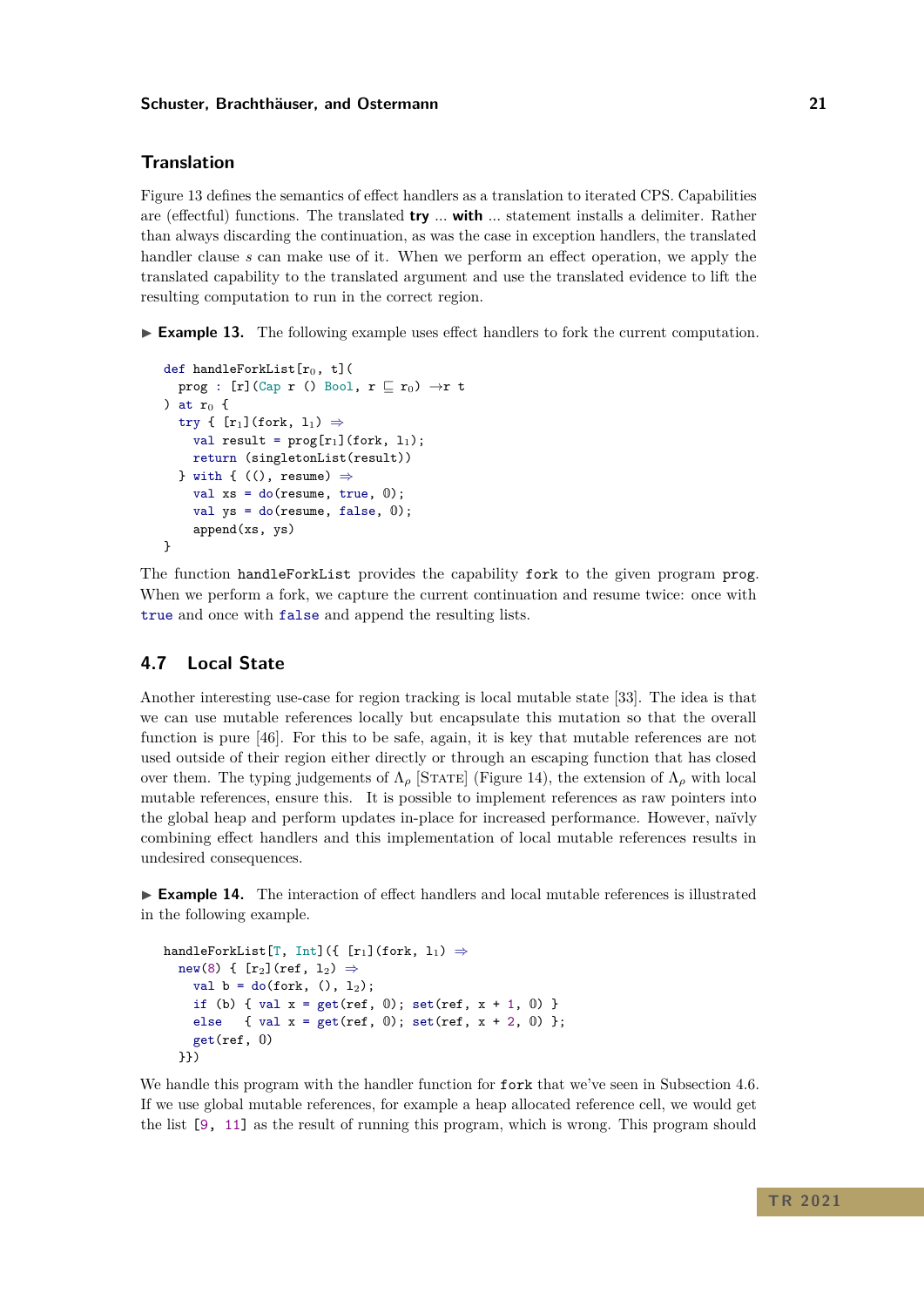### Translation

Figure 13 defines the semantics of effect handlers as a translation to iterated CPS. Capabilities are (effectful) functions. The translated **try** ... **with** ... statement installs a delimiter. Rather than always discarding the continuation, as was the case in exception handlers, the translated handler clause $s$ can make use of it. When we perform an effect operation, we apply the translated capability to the translated argument and use the translated evidence to lift the resulting computation to run in the correct region.

▶ **Example 13.** The following example uses effect handlers to fork the current computation.

```
def handleForkList[r₀, t](
  prog : [r](Cap r () Bool, r ⊑ r₀) →r t
) at r₀ {
  try { [r₁](fork, l₁) ⇒
    val result = prog[r₁](fork, l₁);
    return (singletonList(result))
  } with { ((), resume) ⇒
    val xs = do(resume, true, 0);
    val ys = do(resume, false, 0);
    append(xs, ys)
}
```

The function `handleForkList` provides the capability `fork` to the given program `prog`. When we perform a fork, we capture the current continuation and resume twice: once with `true` and once with `false` and append the resulting lists.

## 4.7 Local State

Another interesting use-case for region tracking is local mutable state [33]. The idea is that we can use mutable references locally but encapsulate this mutation so that the overall function is pure [46]. For this to be safe, again, it is key that mutable references are not used outside of their region either directly or through an escaping function that has closed over them. The typing judgements of $\Lambda_\rho$ [STATE] (Figure 14), the extension of $\Lambda_\rho$ with local mutable references, ensure this. It is possible to implement references as raw pointers into the global heap and perform updates in-place for increased performance. However, naïvly combining effect handlers and this implementation of local mutable references results in undesired consequences.

▶ **Example 14.** The interaction of effect handlers and local mutable references is illustrated in the following example.

```
handleForkList[T, Int]({ [r₁](fork, l₁) ⇒
  new(8) { [r₂](ref, l₂) ⇒
    val b = do(fork, (), l₂);
    if (b) { val x = get(ref, 0); set(ref, x + 1, 0) }
    else   { val x = get(ref, 0); set(ref, x + 2, 0) };
    get(ref, 0)
  }})
```

We handle this program with the handler function for `fork` that we've seen in Subsection 4.6. If we use global mutable references, for example a heap allocated reference cell, we would get the list `[9, 11]` as the result of running this program, which is wrong. This program should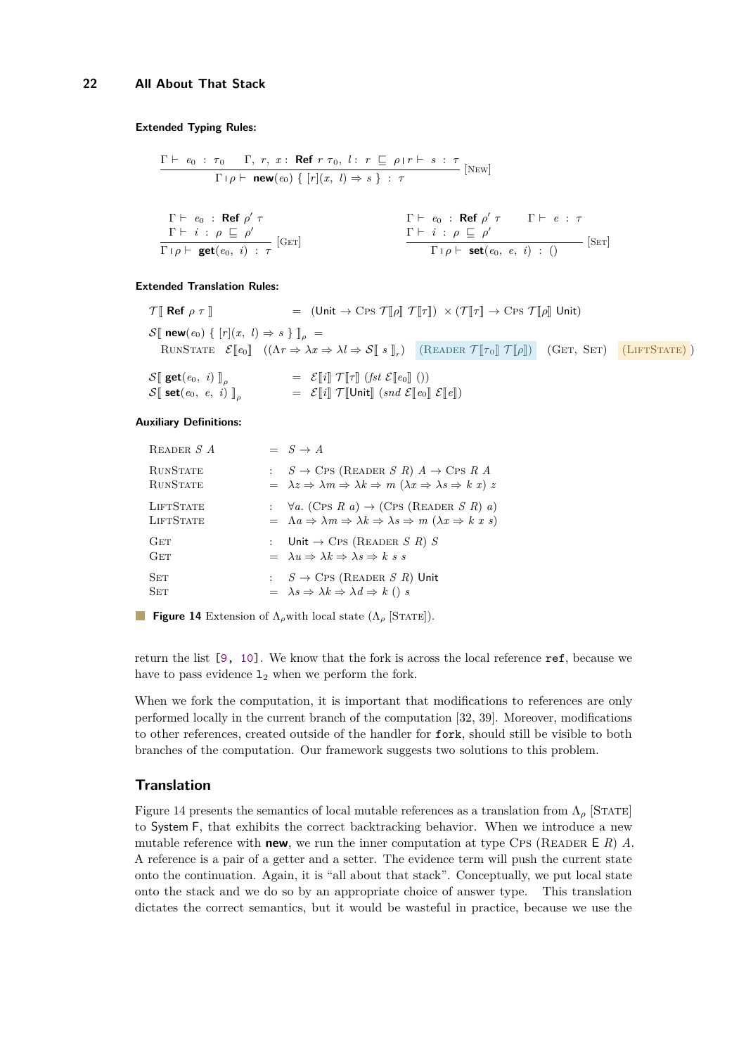**Extended Typing Rules:**

$$\frac{\Gamma \vdash\ e_0\ :\ \tau_0 \qquad \Gamma,\ r,\ x :\ \textbf{Ref}\ r\ \tau_0,\ l :\ r\ \sqsubseteq\ \rho \mid r \vdash\ s\ :\ \tau}{\Gamma \mid \rho \vdash\ \textbf{new}(e_0)\ \{\ [r](x,\ l) \Rightarrow s\ \}\ :\ \tau}\ [\text{New}]$$

$$\frac{\Gamma \vdash\ e_0\ :\ \textbf{Ref}\ \rho'\ \tau \qquad \Gamma \vdash\ i\ :\ \rho\ \sqsubseteq\ \rho'}{\Gamma \mid \rho \vdash\ \textbf{get}(e_0,\ i)\ :\ \tau}\ [\text{Get}] \qquad \frac{\Gamma \vdash\ e_0\ :\ \textbf{Ref}\ \rho'\ \tau \qquad \Gamma \vdash\ e\ :\ \tau \qquad \Gamma \vdash\ i\ :\ \rho\ \sqsubseteq\ \rho'}{\Gamma \mid \rho \vdash\ \textbf{set}(e_0,\ e,\ i)\ :\ ()}\ [\text{Set}]$$

**Extended Translation Rules:**

$$\mathcal{T}[\![\ \textbf{Ref}\ \rho\ \tau\ ]\!] \quad = \quad (\mathsf{Unit} \to \text{Cps}\ \mathcal{T}[\![\rho]\!]\ \mathcal{T}[\![\tau]\!])\ \times (\mathcal{T}[\![\tau]\!] \to \text{Cps}\ \mathcal{T}[\![\rho]\!]\ \mathsf{Unit})$$

$$\mathcal{S}[\![\ \textbf{new}(e_0)\ \{\ [r](x,\ l) \Rightarrow s\ \}\ ]\!]_\rho \ =$$
$$\text{RunState}\quad \mathcal{E}[\![e_0]\!]\quad ((\Lambda r \Rightarrow \lambda x \Rightarrow \lambda l \Rightarrow \mathcal{S}[\![\ s\ ]\!]_r)\quad (\text{Reader}\ \mathcal{T}[\![\tau_0]\!]\ \mathcal{T}[\![\rho]\!])\quad (\text{Get},\ \text{Set})\quad (\text{LiftState})\ )$$

$$\mathcal{S}[\![\ \textbf{get}(e_0,\ i)\ ]\!]_\rho \quad = \quad \mathcal{E}[\![i]\!]\ \mathcal{T}[\![\tau]\!]\ (\mathit{fst}\ \mathcal{E}[\![e_0]\!]\ ())$$
$$\mathcal{S}[\![\ \textbf{set}(e_0,\ e,\ i)\ ]\!]_\rho \quad = \quad \mathcal{E}[\![i]\!]\ \mathcal{T}[\![\mathsf{Unit}]\!]\ (\mathit{snd}\ \mathcal{E}[\![e_0]\!]\ \mathcal{E}[\![e]\!])$$

**Auxiliary Definitions:**

$$\begin{array}{lll}
\text{Reader}\ S\ A & = & S \to A \\
\text{RunState} & : & S \to \text{Cps}\ (\text{Reader}\ S\ R)\ A \to \text{Cps}\ R\ A \\
\text{RunState} & = & \lambda z \Rightarrow \lambda m \Rightarrow \lambda k \Rightarrow m\ (\lambda x \Rightarrow \lambda s \Rightarrow k\ x)\ z \\
\text{LiftState} & : & \forall a.\ (\text{Cps}\ R\ a) \to (\text{Cps}\ (\text{Reader}\ S\ R)\ a) \\
\text{LiftState} & = & \Lambda a \Rightarrow \lambda m \Rightarrow \lambda k \Rightarrow \lambda s \Rightarrow m\ (\lambda x \Rightarrow k\ x\ s) \\
\text{Get} & : & \mathsf{Unit} \to \text{Cps}\ (\text{Reader}\ S\ R)\ S \\
\text{Get} & = & \lambda u \Rightarrow \lambda k \Rightarrow \lambda s \Rightarrow k\ s\ s \\
\text{Set} & : & S \to \text{Cps}\ (\text{Reader}\ S\ R)\ \mathsf{Unit} \\
\text{Set} & = & \lambda s \Rightarrow \lambda k \Rightarrow \lambda d \Rightarrow k\ ()\ s
\end{array}$$

**Figure 14** Extension of $\Lambda_\rho$ with local state ($\Lambda_\rho$ [State]).

return the list `[9, 10]`. We know that the fork is across the local reference `ref`, because we have to pass evidence $\mathtt{l}_2$ when we perform the fork.

When we fork the computation, it is important that modifications to references are only performed locally in the current branch of the computation [32, 39]. Moreover, modifications to other references, created outside of the handler for `fork`, should still be visible to both branches of the computation. Our framework suggests two solutions to this problem.

## Translation

Figure 14 presents the semantics of local mutable references as a translation from $\Lambda_\rho$ [State] to System F, that exhibits the correct backtracking behavior. When we introduce a new mutable reference with **new**, we run the inner computation at type Cps (Reader E $R$) $A$. A reference is a pair of a getter and a setter. The evidence term will push the current state onto the continuation. Again, it is "all about that stack". Conceptually, we put local state onto the stack and we do so by an appropriate choice of answer type. This translation dictates the correct semantics, but it would be wasteful in practice, because we use the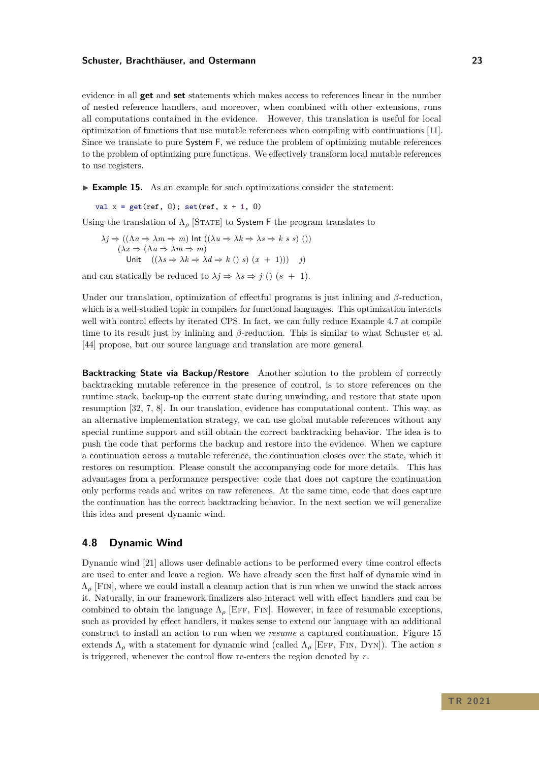evidence in all **get** and **set** statements which makes access to references linear in the number of nested reference handlers, and moreover, when combined with other extensions, runs all computations contained in the evidence. However, this translation is useful for local optimization of functions that use mutable references when compiling with continuations [11]. Since we translate to pure System F, we reduce the problem of optimizing mutable references to the problem of optimizing pure functions. We effectively transform local mutable references to use registers.

▶ **Example 15.** As an example for such optimizations consider the statement:

```
val x = get(ref, 0); set(ref, x + 1, 0)
```

Using the translation of $\Lambda_\rho$ [State] to System F the program translates to

$$
\begin{array}{l}
\lambda j \Rightarrow ((\Lambda a \Rightarrow \lambda m \Rightarrow m)\ \mathsf{Int}\ ((\lambda u \Rightarrow \lambda k \Rightarrow \lambda s \Rightarrow k\ s\ s)\ ())\\
\quad (\lambda x \Rightarrow (\Lambda a \Rightarrow \lambda m \Rightarrow m)\\
\qquad \mathsf{Unit} \quad ((\lambda s \Rightarrow \lambda k \Rightarrow \lambda d \Rightarrow k\ ()\ s)\ (x\ +\ 1))) \quad j)
\end{array}
$$

and can statically be reduced to $\lambda j \Rightarrow \lambda s \Rightarrow j\ ()\ (s\ +\ 1)$.

Under our translation, optimization of effectful programs is just inlining and $\beta$-reduction, which is a well-studied topic in compilers for functional languages. This optimization interacts well with control effects by iterated CPS. In fact, we can fully reduce Example 4.7 at compile time to its result just by inlining and $\beta$-reduction. This is similar to what Schuster et al. [44] propose, but our source language and translation are more general.

**Backtracking State via Backup/Restore** Another solution to the problem of correctly backtracking mutable reference in the presence of control, is to store references on the runtime stack, backup-up the current state during unwinding, and restore that state upon resumption [32, 7, 8]. In our translation, evidence has computational content. This way, as an alternative implementation strategy, we can use global mutable references without any special runtime support and still obtain the correct backtracking behavior. The idea is to push the code that performs the backup and restore into the evidence. When we capture a continuation across a mutable reference, the continuation closes over the state, which it restores on resumption. Please consult the accompanying code for more details. This has advantages from a performance perspective: code that does not capture the continuation only performs reads and writes on raw references. At the same time, code that does capture the continuation has the correct backtracking behavior. In the next section we will generalize this idea and present dynamic wind.

## 4.8 Dynamic Wind

Dynamic wind [21] allows user definable actions to be performed every time control effects are used to enter and leave a region. We have already seen the first half of dynamic wind in $\Lambda_\rho$ [Fin], where we could install a cleanup action that is run when we unwind the stack across it. Naturally, in our framework finalizers also interact well with effect handlers and can be combined to obtain the language $\Lambda_\rho$ [Eff, Fin]. However, in face of resumable exceptions, such as provided by effect handlers, it makes sense to extend our language with an additional construct to install an action to run when we *resume* a captured continuation. Figure 15 extends $\Lambda_\rho$ with a statement for dynamic wind (called $\Lambda_\rho$ [Eff, Fin, Dyn]). The action $s$ is triggered, whenever the control flow re-enters the region denoted by $r$.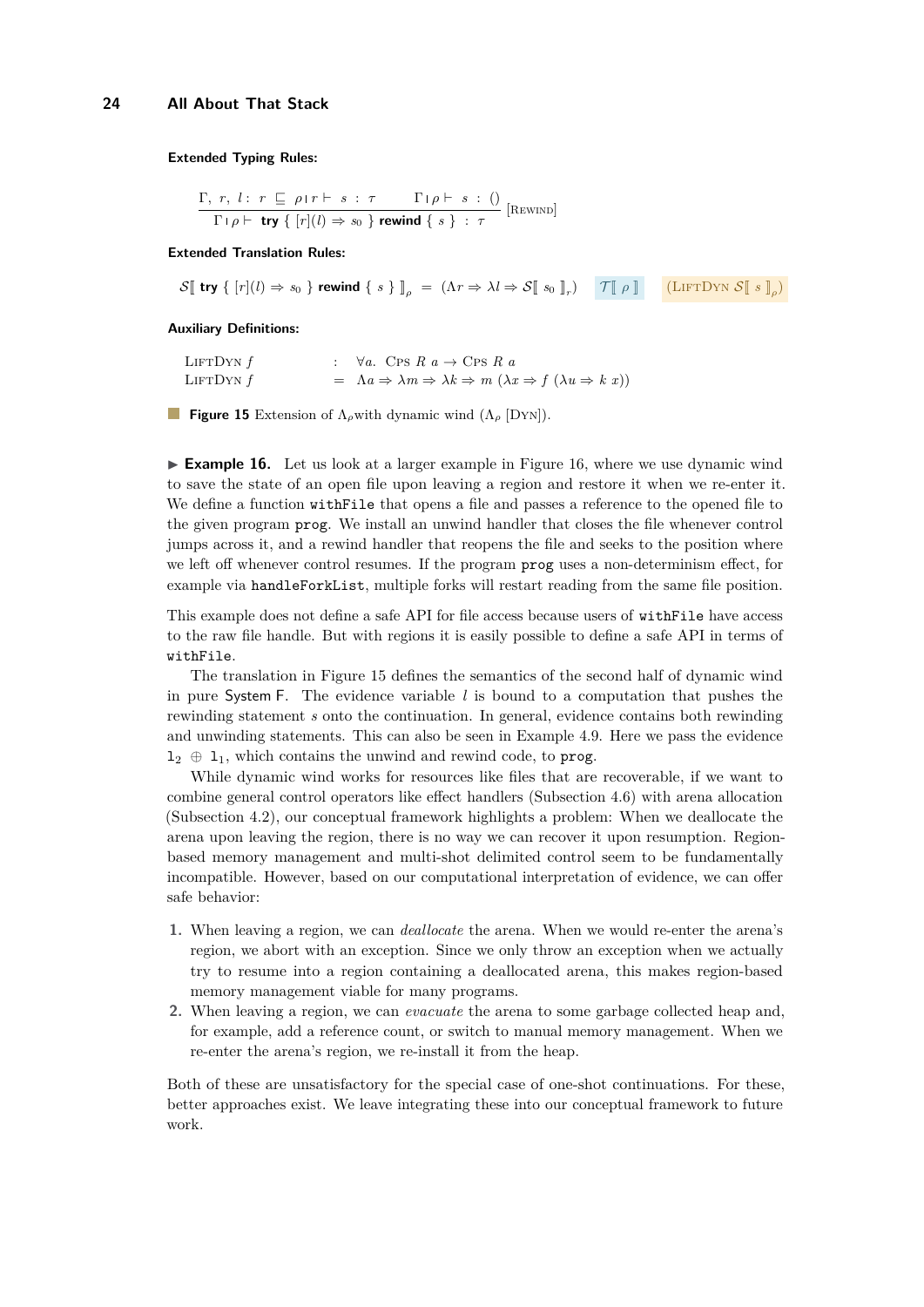**Extended Typing Rules:**

$$\frac{\Gamma,\ r,\ l :\ r\ \sqsubseteq\ \rho \mid r \vdash\ s\ :\ \tau \qquad \Gamma \mid \rho \vdash\ s\ :\ ()}{\Gamma \mid \rho \vdash\ \textbf{try}\ \{\ [r](l) \Rightarrow s_0\ \}\ \textbf{rewind}\ \{\ s\ \}\ :\ \tau}\ [\text{Rewind}]$$

**Extended Translation Rules:**

$$\mathcal{S}[\![\ \textbf{try}\ \{\ [r](l) \Rightarrow s_0\ \}\ \textbf{rewind}\ \{\ s\ \}\ ]\!]_\rho\ =\ (\Lambda r \Rightarrow \lambda l \Rightarrow \mathcal{S}[\![\ s_0\ ]\!]_r)\quad \mathcal{T}[\![\ \rho\ ]\!]\quad (\text{LiftDyn}\ \mathcal{S}[\![\ s\ ]\!]_\rho)$$

**Auxiliary Definitions:**

$$\begin{array}{lcl} \text{LiftDyn}\ f & : & \forall a.\ \text{Cps}\ R\ a \to \text{Cps}\ R\ a \\ \text{LiftDyn}\ f & = & \Lambda a \Rightarrow \lambda m \Rightarrow \lambda k \Rightarrow m\ (\lambda x \Rightarrow f\ (\lambda u \Rightarrow k\ x)) \end{array}$$

**Figure 15** Extension of $\Lambda_\rho$with dynamic wind ($\Lambda_\rho$ [Dyn]).

▶ **Example 16.** Let us look at a larger example in Figure 16, where we use dynamic wind to save the state of an open file upon leaving a region and restore it when we re-enter it. We define a function `withFile` that opens a file and passes a reference to the opened file to the given program `prog`. We install an unwind handler that closes the file whenever control jumps across it, and a rewind handler that reopens the file and seeks to the position where we left off whenever control resumes. If the program `prog` uses a non-determinism effect, for example via `handleForkList`, multiple forks will restart reading from the same file position.

This example does not define a safe API for file access because users of `withFile` have access to the raw file handle. But with regions it is easily possible to define a safe API in terms of `withFile`.

The translation in Figure 15 defines the semantics of the second half of dynamic wind in pure System F. The evidence variable $l$ is bound to a computation that pushes the rewinding statement $s$ onto the continuation. In general, evidence contains both rewinding and unwinding statements. This can also be seen in Example 4.9. Here we pass the evidence $\texttt{l}_2 \oplus \texttt{l}_1$, which contains the unwind and rewind code, to `prog`.

While dynamic wind works for resources like files that are recoverable, if we want to combine general control operators like effect handlers (Subsection 4.6) with arena allocation (Subsection 4.2), our conceptual framework highlights a problem: When we deallocate the arena upon leaving the region, there is no way we can recover it upon resumption. Region-based memory management and multi-shot delimited control seem to be fundamentally incompatible. However, based on our computational interpretation of evidence, we can offer safe behavior:

1. When leaving a region, we can *deallocate* the arena. When we would re-enter the arena's region, we abort with an exception. Since we only throw an exception when we actually try to resume into a region containing a deallocated arena, this makes region-based memory management viable for many programs.
2. When leaving a region, we can *evacuate* the arena to some garbage collected heap and, for example, add a reference count, or switch to manual memory management. When we re-enter the arena's region, we re-install it from the heap.

Both of these are unsatisfactory for the special case of one-shot continuations. For these, better approaches exist. We leave integrating these into our conceptual framework to future work.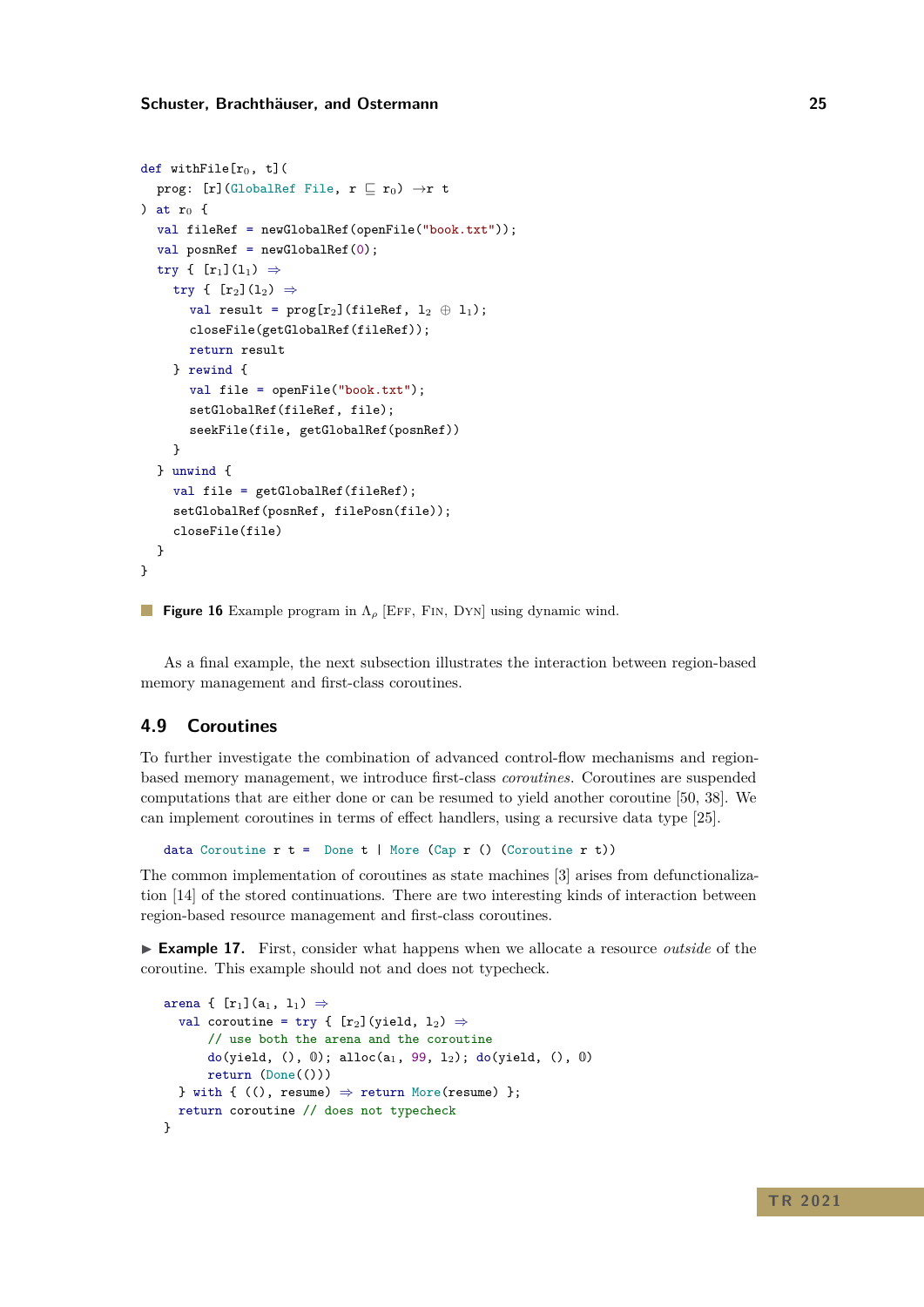```
def withFile[r₀, t](
  prog: [r](GlobalRef File, r ⊑ r₀) →r t
) at r₀ {
  val fileRef = newGlobalRef(openFile("book.txt"));
  val posnRef = newGlobalRef(0);
  try { [r₁](l₁) ⇒
    try { [r₂](l₂) ⇒
      val result = prog[r₂](fileRef, l₂ ⊕ l₁);
      closeFile(getGlobalRef(fileRef));
      return result
    } rewind {
      val file = openFile("book.txt");
      setGlobalRef(fileRef, file);
      seekFile(file, getGlobalRef(posnRef))
    }
  } unwind {
    val file = getGlobalRef(fileRef);
    setGlobalRef(posnRef, filePosn(file));
    closeFile(file)
  }
}
```

**Figure 16** Example program in $\Lambda_\rho$ [Eff, Fin, Dyn] using dynamic wind.

As a final example, the next subsection illustrates the interaction between region-based memory management and first-class coroutines.

## 4.9 Coroutines

To further investigate the combination of advanced control-flow mechanisms and region-based memory management, we introduce first-class *coroutines*. Coroutines are suspended computations that are either done or can be resumed to yield another coroutine [50, 38]. We can implement coroutines in terms of effect handlers, using a recursive data type [25].

```
data Coroutine r t =  Done t | More (Cap r () (Coroutine r t))
```

The common implementation of coroutines as state machines [3] arises from defunctionalization [14] of the stored continuations. There are two interesting kinds of interaction between region-based resource management and first-class coroutines.

▶ **Example 17.** First, consider what happens when we allocate a resource *outside* of the coroutine. This example should not and does not typecheck.

```
arena { [r₁](a₁, l₁) ⇒
  val coroutine = try { [r₂](yield, l₂) ⇒
      // use both the arena and the coroutine
      do(yield, (), 𝟘); alloc(a₁, 99, l₂); do(yield, (), 𝟘)
      return (Done(()))
  } with { ((), resume) ⇒ return More(resume) };
  return coroutine // does not typecheck
}
```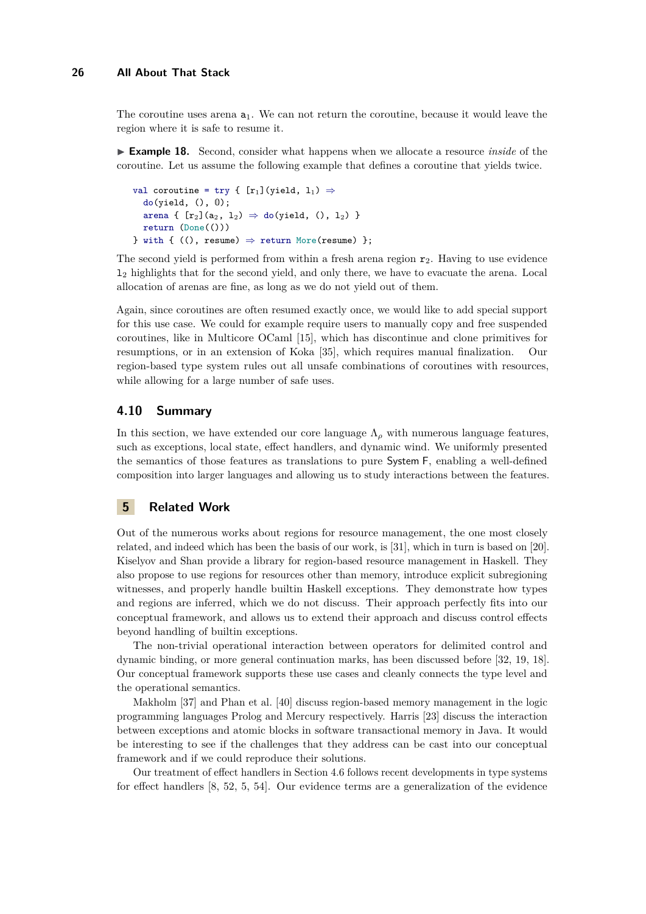The coroutine uses arena $\mathtt{a}_1$. We can not return the coroutine, because it would leave the region where it is safe to resume it.

▶ **Example 18.** Second, consider what happens when we allocate a resource *inside* of the coroutine. Let us assume the following example that defines a coroutine that yields twice.

```
val coroutine = try { [r₁](yield, l₁) ⇒
  do(yield, (), 0);
  arena { [r₂](a₂, l₂) ⇒ do(yield, (), l₂) }
  return (Done(()))
} with { ((), resume) ⇒ return More(resume) };
```

The second yield is performed from within a fresh arena region $\mathtt{r}_2$. Having to use evidence $\mathtt{l}_2$ highlights that for the second yield, and only there, we have to evacuate the arena. Local allocation of arenas are fine, as long as we do not yield out of them.

Again, since coroutines are often resumed exactly once, we would like to add special support for this use case. We could for example require users to manually copy and free suspended coroutines, like in Multicore OCaml [15], which has discontinue and clone primitives for resumptions, or in an extension of Koka [35], which requires manual finalization. Our region-based type system rules out all unsafe combinations of coroutines with resources, while allowing for a large number of safe uses.

### 4.10 Summary

In this section, we have extended our core language $\Lambda_\rho$ with numerous language features, such as exceptions, local state, effect handlers, and dynamic wind. We uniformly presented the semantics of those features as translations to pure System F, enabling a well-defined composition into larger languages and allowing us to study interactions between the features.

## 5 Related Work

Out of the numerous works about regions for resource management, the one most closely related, and indeed which has been the basis of our work, is [31], which in turn is based on [20]. Kiselyov and Shan provide a library for region-based resource management in Haskell. They also propose to use regions for resources other than memory, introduce explicit subregioning witnesses, and properly handle builtin Haskell exceptions. They demonstrate how types and regions are inferred, which we do not discuss. Their approach perfectly fits into our conceptual framework, and allows us to extend their approach and discuss control effects beyond handling of builtin exceptions.

The non-trivial operational interaction between operators for delimited control and dynamic binding, or more general continuation marks, has been discussed before [32, 19, 18]. Our conceptual framework supports these use cases and cleanly connects the type level and the operational semantics.

Makholm [37] and Phan et al. [40] discuss region-based memory management in the logic programming languages Prolog and Mercury respectively. Harris [23] discuss the interaction between exceptions and atomic blocks in software transactional memory in Java. It would be interesting to see if the challenges that they address can be cast into our conceptual framework and if we could reproduce their solutions.

Our treatment of effect handlers in Section 4.6 follows recent developments in type systems for effect handlers [8, 52, 5, 54]. Our evidence terms are a generalization of the evidence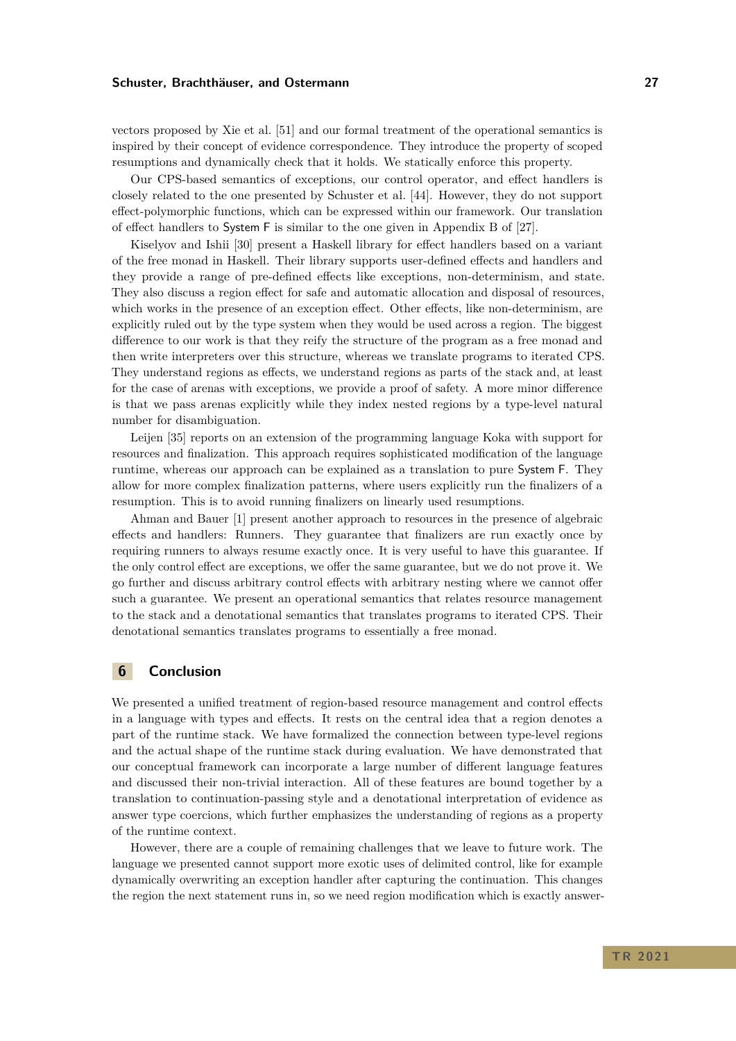vectors proposed by Xie et al. [51] and our formal treatment of the operational semantics is inspired by their concept of evidence correspondence. They introduce the property of scoped resumptions and dynamically check that it holds. We statically enforce this property.

Our CPS-based semantics of exceptions, our control operator, and effect handlers is closely related to the one presented by Schuster et al. [44]. However, they do not support effect-polymorphic functions, which can be expressed within our framework. Our translation of effect handlers to System F is similar to the one given in Appendix B of [27].

Kiselyov and Ishii [30] present a Haskell library for effect handlers based on a variant of the free monad in Haskell. Their library supports user-defined effects and handlers and they provide a range of pre-defined effects like exceptions, non-determinism, and state. They also discuss a region effect for safe and automatic allocation and disposal of resources, which works in the presence of an exception effect. Other effects, like non-determinism, are explicitly ruled out by the type system when they would be used across a region. The biggest difference to our work is that they reify the structure of the program as a free monad and then write interpreters over this structure, whereas we translate programs to iterated CPS. They understand regions as effects, we understand regions as parts of the stack and, at least for the case of arenas with exceptions, we provide a proof of safety. A more minor difference is that we pass arenas explicitly while they index nested regions by a type-level natural number for disambiguation.

Leijen [35] reports on an extension of the programming language Koka with support for resources and finalization. This approach requires sophisticated modification of the language runtime, whereas our approach can be explained as a translation to pure System F. They allow for more complex finalization patterns, where users explicitly run the finalizers of a resumption. This is to avoid running finalizers on linearly used resumptions.

Ahman and Bauer [1] present another approach to resources in the presence of algebraic effects and handlers: Runners. They guarantee that finalizers are run exactly once by requiring runners to always resume exactly once. It is very useful to have this guarantee. If the only control effect are exceptions, we offer the same guarantee, but we do not prove it. We go further and discuss arbitrary control effects with arbitrary nesting where we cannot offer such a guarantee. We present an operational semantics that relates resource management to the stack and a denotational semantics that translates programs to iterated CPS. Their denotational semantics translates programs to essentially a free monad.

## 6 Conclusion

We presented a unified treatment of region-based resource management and control effects in a language with types and effects. It rests on the central idea that a region denotes a part of the runtime stack. We have formalized the connection between type-level regions and the actual shape of the runtime stack during evaluation. We have demonstrated that our conceptual framework can incorporate a large number of different language features and discussed their non-trivial interaction. All of these features are bound together by a translation to continuation-passing style and a denotational interpretation of evidence as answer type coercions, which further emphasizes the understanding of regions as a property of the runtime context.

However, there are a couple of remaining challenges that we leave to future work. The language we presented cannot support more exotic uses of delimited control, like for example dynamically overwriting an exception handler after capturing the continuation. This changes the region the next statement runs in, so we need region modification which is exactly answer-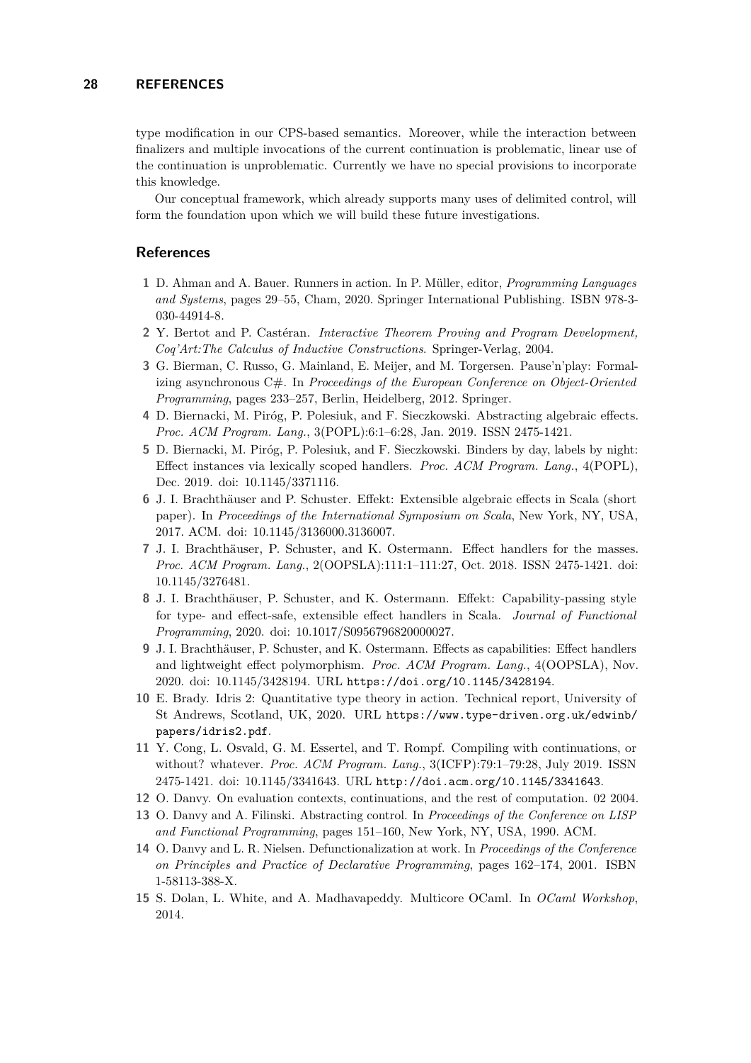type modification in our CPS-based semantics. Moreover, while the interaction between finalizers and multiple invocations of the current continuation is problematic, linear use of the continuation is unproblematic. Currently we have no special provisions to incorporate this knowledge.

Our conceptual framework, which already supports many uses of delimited control, will form the foundation upon which we will build these future investigations.

## References

1. D. Ahman and A. Bauer. Runners in action. In P. Müller, editor, *Programming Languages and Systems*, pages 29–55, Cham, 2020. Springer International Publishing. ISBN 978-3-030-44914-8.
2. Y. Bertot and P. Castéran. *Interactive Theorem Proving and Program Development, Coq'Art:The Calculus of Inductive Constructions*. Springer-Verlag, 2004.
3. G. Bierman, C. Russo, G. Mainland, E. Meijer, and M. Torgersen. Pause'n'play: Formalizing asynchronous C#. In *Proceedings of the European Conference on Object-Oriented Programming*, pages 233–257, Berlin, Heidelberg, 2012. Springer.
4. D. Biernacki, M. Piróg, P. Polesiuk, and F. Sieczkowski. Abstracting algebraic effects. *Proc. ACM Program. Lang.*, 3(POPL):6:1–6:28, Jan. 2019. ISSN 2475-1421.
5. D. Biernacki, M. Piróg, P. Polesiuk, and F. Sieczkowski. Binders by day, labels by night: Effect instances via lexically scoped handlers. *Proc. ACM Program. Lang.*, 4(POPL), Dec. 2019. doi: 10.1145/3371116.
6. J. I. Brachthäuser and P. Schuster. Effekt: Extensible algebraic effects in Scala (short paper). In *Proceedings of the International Symposium on Scala*, New York, NY, USA, 2017. ACM. doi: 10.1145/3136000.3136007.
7. J. I. Brachthäuser, P. Schuster, and K. Ostermann. Effect handlers for the masses. *Proc. ACM Program. Lang.*, 2(OOPSLA):111:1–111:27, Oct. 2018. ISSN 2475-1421. doi: 10.1145/3276481.
8. J. I. Brachthäuser, P. Schuster, and K. Ostermann. Effekt: Capability-passing style for type- and effect-safe, extensible effect handlers in Scala. *Journal of Functional Programming*, 2020. doi: 10.1017/S0956796820000027.
9. J. I. Brachthäuser, P. Schuster, and K. Ostermann. Effects as capabilities: Effect handlers and lightweight effect polymorphism. *Proc. ACM Program. Lang.*, 4(OOPSLA), Nov. 2020. doi: 10.1145/3428194. URL `https://doi.org/10.1145/3428194`.
10. E. Brady. Idris 2: Quantitative type theory in action. Technical report, University of St Andrews, Scotland, UK, 2020. URL `https://www.type-driven.org.uk/edwinb/papers/idris2.pdf`.
11. Y. Cong, L. Osvald, G. M. Essertel, and T. Rompf. Compiling with continuations, or without? whatever. *Proc. ACM Program. Lang.*, 3(ICFP):79:1–79:28, July 2019. ISSN 2475-1421. doi: 10.1145/3341643. URL `http://doi.acm.org/10.1145/3341643`.
12. O. Danvy. On evaluation contexts, continuations, and the rest of computation. 02 2004.
13. O. Danvy and A. Filinski. Abstracting control. In *Proceedings of the Conference on LISP and Functional Programming*, pages 151–160, New York, NY, USA, 1990. ACM.
14. O. Danvy and L. R. Nielsen. Defunctionalization at work. In *Proceedings of the Conference on Principles and Practice of Declarative Programming*, pages 162–174, 2001. ISBN 1-58113-388-X.
15. S. Dolan, L. White, and A. Madhavapeddy. Multicore OCaml. In *OCaml Workshop*, 2014.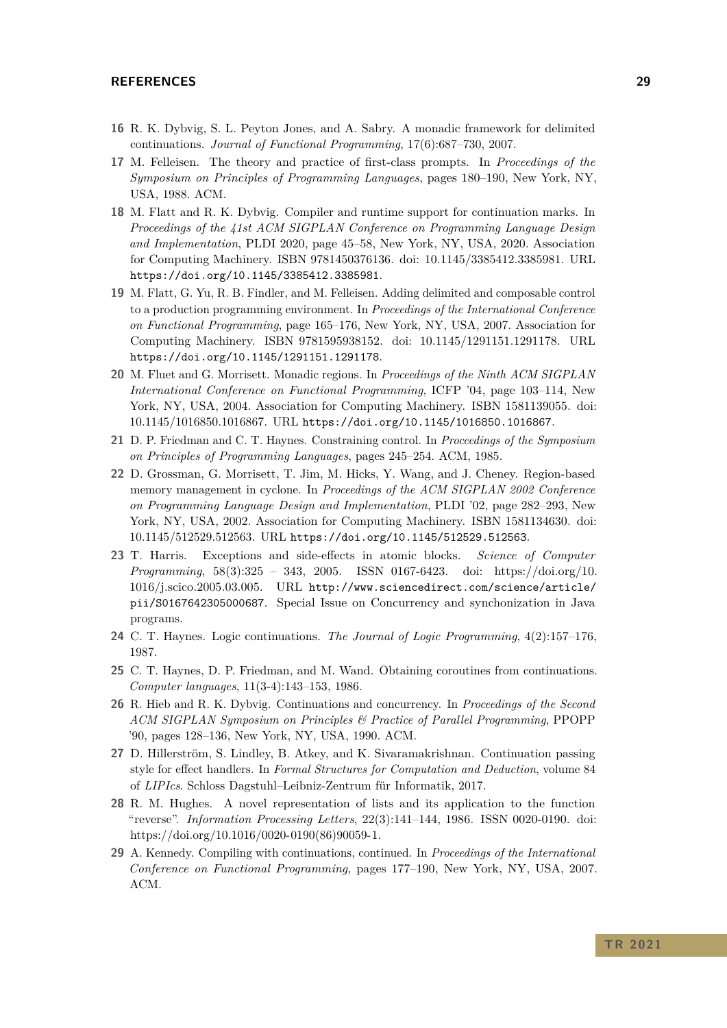16 R. K. Dybvig, S. L. Peyton Jones, and A. Sabry. A monadic framework for delimited continuations. *Journal of Functional Programming*, 17(6):687–730, 2007.

17 M. Felleisen. The theory and practice of first-class prompts. In *Proceedings of the Symposium on Principles of Programming Languages*, pages 180–190, New York, NY, USA, 1988. ACM.

18 M. Flatt and R. K. Dybvig. Compiler and runtime support for continuation marks. In *Proceedings of the 41st ACM SIGPLAN Conference on Programming Language Design and Implementation*, PLDI 2020, page 45–58, New York, NY, USA, 2020. Association for Computing Machinery. ISBN 9781450376136. doi: 10.1145/3385412.3385981. URL `https://doi.org/10.1145/3385412.3385981`.

19 M. Flatt, G. Yu, R. B. Findler, and M. Felleisen. Adding delimited and composable control to a production programming environment. In *Proceedings of the International Conference on Functional Programming*, page 165–176, New York, NY, USA, 2007. Association for Computing Machinery. ISBN 9781595938152. doi: 10.1145/1291151.1291178. URL `https://doi.org/10.1145/1291151.1291178`.

20 M. Fluet and G. Morrisett. Monadic regions. In *Proceedings of the Ninth ACM SIGPLAN International Conference on Functional Programming*, ICFP '04, page 103–114, New York, NY, USA, 2004. Association for Computing Machinery. ISBN 1581139055. doi: 10.1145/1016850.1016867. URL `https://doi.org/10.1145/1016850.1016867`.

21 D. P. Friedman and C. T. Haynes. Constraining control. In *Proceedings of the Symposium on Principles of Programming Languages*, pages 245–254. ACM, 1985.

22 D. Grossman, G. Morrisett, T. Jim, M. Hicks, Y. Wang, and J. Cheney. Region-based memory management in cyclone. In *Proceedings of the ACM SIGPLAN 2002 Conference on Programming Language Design and Implementation*, PLDI '02, page 282–293, New York, NY, USA, 2002. Association for Computing Machinery. ISBN 1581134630. doi: 10.1145/512529.512563. URL `https://doi.org/10.1145/512529.512563`.

23 T. Harris. Exceptions and side-effects in atomic blocks. *Science of Computer Programming*, 58(3):325 – 343, 2005. ISSN 0167-6423. doi: https://doi.org/10.1016/j.scico.2005.03.005. URL `http://www.sciencedirect.com/science/article/pii/S0167642305000687`. Special Issue on Concurrency and synchonization in Java programs.

24 C. T. Haynes. Logic continuations. *The Journal of Logic Programming*, 4(2):157–176, 1987.

25 C. T. Haynes, D. P. Friedman, and M. Wand. Obtaining coroutines from continuations. *Computer languages*, 11(3-4):143–153, 1986.

26 R. Hieb and R. K. Dybvig. Continuations and concurrency. In *Proceedings of the Second ACM SIGPLAN Symposium on Principles & Practice of Parallel Programming*, PPOPP '90, pages 128–136, New York, NY, USA, 1990. ACM.

27 D. Hillerström, S. Lindley, B. Atkey, and K. Sivaramakrishnan. Continuation passing style for effect handlers. In *Formal Structures for Computation and Deduction*, volume 84 of *LIPIcs*. Schloss Dagstuhl–Leibniz-Zentrum für Informatik, 2017.

28 R. M. Hughes. A novel representation of lists and its application to the function "reverse". *Information Processing Letters*, 22(3):141–144, 1986. ISSN 0020-0190. doi: https://doi.org/10.1016/0020-0190(86)90059-1.

29 A. Kennedy. Compiling with continuations, continued. In *Proceedings of the International Conference on Functional Programming*, pages 177–190, New York, NY, USA, 2007. ACM.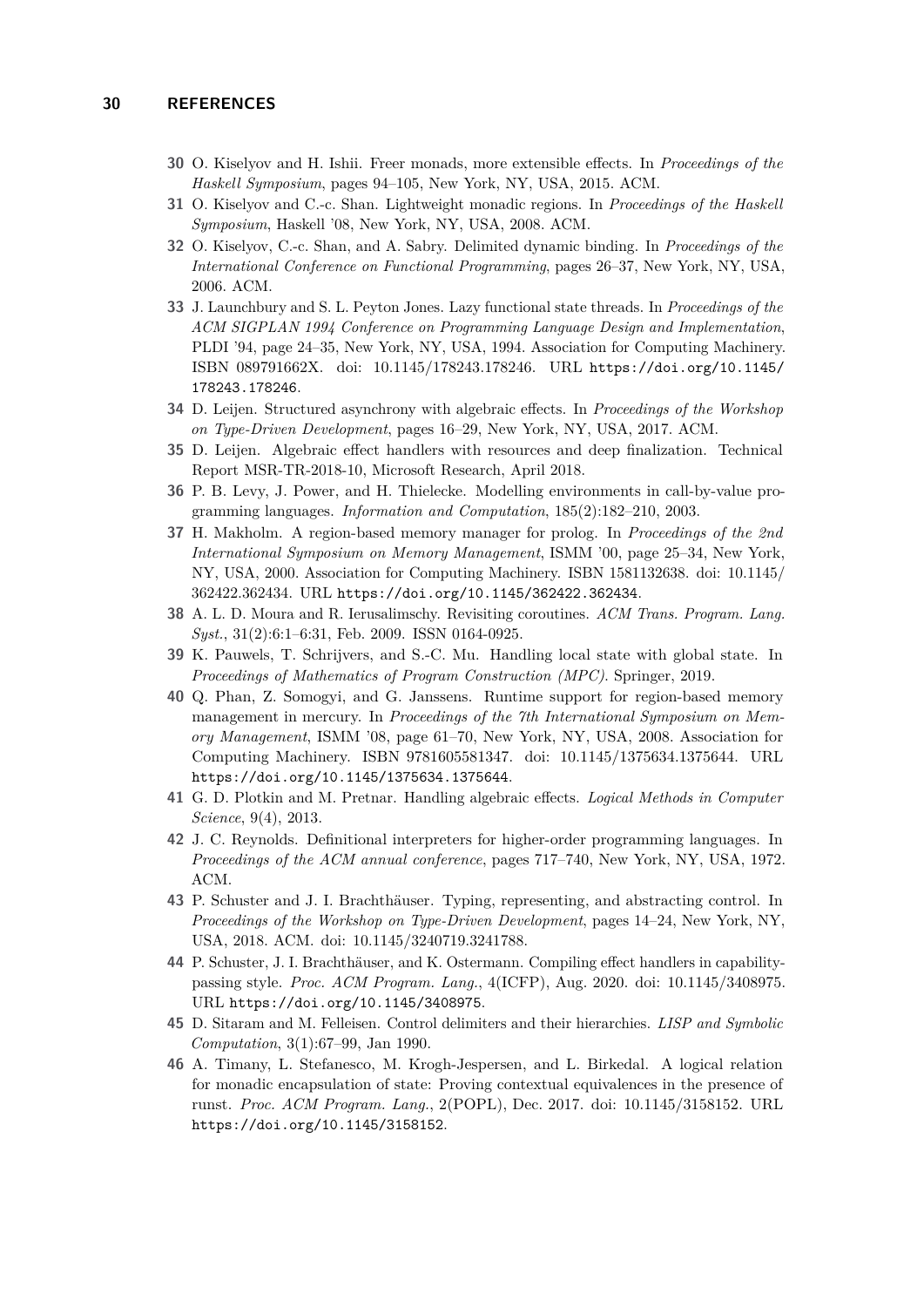**30** O. Kiselyov and H. Ishii. Freer monads, more extensible effects. In *Proceedings of the Haskell Symposium*, pages 94–105, New York, NY, USA, 2015. ACM.

**31** O. Kiselyov and C.-c. Shan. Lightweight monadic regions. In *Proceedings of the Haskell Symposium*, Haskell '08, New York, NY, USA, 2008. ACM.

**32** O. Kiselyov, C.-c. Shan, and A. Sabry. Delimited dynamic binding. In *Proceedings of the International Conference on Functional Programming*, pages 26–37, New York, NY, USA, 2006. ACM.

**33** J. Launchbury and S. L. Peyton Jones. Lazy functional state threads. In *Proceedings of the ACM SIGPLAN 1994 Conference on Programming Language Design and Implementation*, PLDI '94, page 24–35, New York, NY, USA, 1994. Association for Computing Machinery. ISBN 089791662X. doi: 10.1145/178243.178246. URL https://doi.org/10.1145/178243.178246.

**34** D. Leijen. Structured asynchrony with algebraic effects. In *Proceedings of the Workshop on Type-Driven Development*, pages 16–29, New York, NY, USA, 2017. ACM.

**35** D. Leijen. Algebraic effect handlers with resources and deep finalization. Technical Report MSR-TR-2018-10, Microsoft Research, April 2018.

**36** P. B. Levy, J. Power, and H. Thielecke. Modelling environments in call-by-value programming languages. *Information and Computation*, 185(2):182–210, 2003.

**37** H. Makholm. A region-based memory manager for prolog. In *Proceedings of the 2nd International Symposium on Memory Management*, ISMM '00, page 25–34, New York, NY, USA, 2000. Association for Computing Machinery. ISBN 1581132638. doi: 10.1145/362422.362434. URL https://doi.org/10.1145/362422.362434.

**38** A. L. D. Moura and R. Ierusalimschy. Revisiting coroutines. *ACM Trans. Program. Lang. Syst.*, 31(2):6:1–6:31, Feb. 2009. ISSN 0164-0925.

**39** K. Pauwels, T. Schrijvers, and S.-C. Mu. Handling local state with global state. In *Proceedings of Mathematics of Program Construction (MPC)*. Springer, 2019.

**40** Q. Phan, Z. Somogyi, and G. Janssens. Runtime support for region-based memory management in mercury. In *Proceedings of the 7th International Symposium on Memory Management*, ISMM '08, page 61–70, New York, NY, USA, 2008. Association for Computing Machinery. ISBN 9781605581347. doi: 10.1145/1375634.1375644. URL https://doi.org/10.1145/1375634.1375644.

**41** G. D. Plotkin and M. Pretnar. Handling algebraic effects. *Logical Methods in Computer Science*, 9(4), 2013.

**42** J. C. Reynolds. Definitional interpreters for higher-order programming languages. In *Proceedings of the ACM annual conference*, pages 717–740, New York, NY, USA, 1972. ACM.

**43** P. Schuster and J. I. Brachthäuser. Typing, representing, and abstracting control. In *Proceedings of the Workshop on Type-Driven Development*, pages 14–24, New York, NY, USA, 2018. ACM. doi: 10.1145/3240719.3241788.

**44** P. Schuster, J. I. Brachthäuser, and K. Ostermann. Compiling effect handlers in capability-passing style. *Proc. ACM Program. Lang.*, 4(ICFP), Aug. 2020. doi: 10.1145/3408975. URL https://doi.org/10.1145/3408975.

**45** D. Sitaram and M. Felleisen. Control delimiters and their hierarchies. *LISP and Symbolic Computation*, 3(1):67–99, Jan 1990.

**46** A. Timany, L. Stefanesco, M. Krogh-Jespersen, and L. Birkedal. A logical relation for monadic encapsulation of state: Proving contextual equivalences in the presence of runst. *Proc. ACM Program. Lang.*, 2(POPL), Dec. 2017. doi: 10.1145/3158152. URL https://doi.org/10.1145/3158152.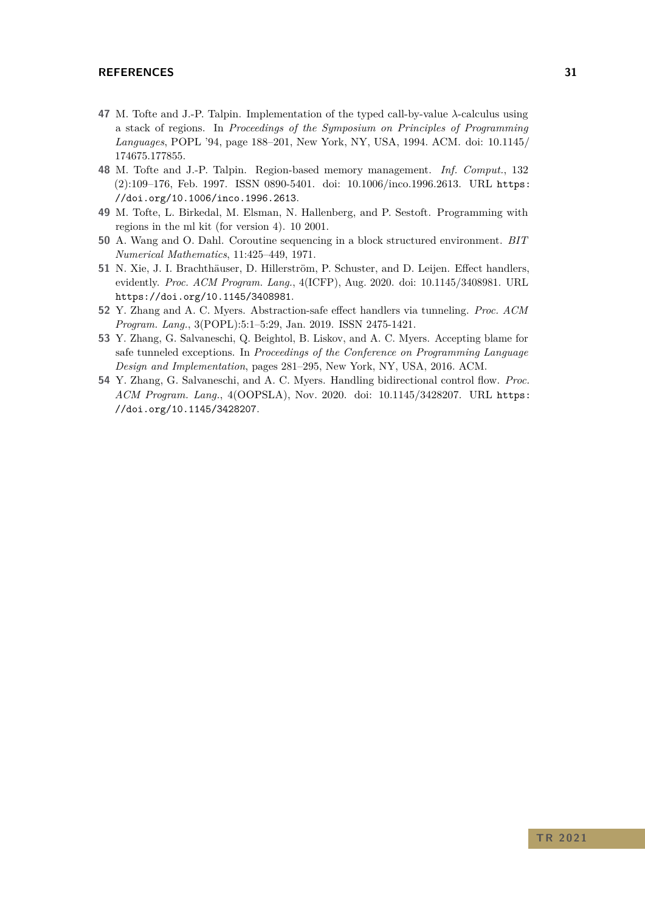**47** M. Tofte and J.-P. Talpin. Implementation of the typed call-by-value $\lambda$-calculus using a stack of regions. In *Proceedings of the Symposium on Principles of Programming Languages*, POPL '94, page 188–201, New York, NY, USA, 1994. ACM. doi: 10.1145/174675.177855.

**48** M. Tofte and J.-P. Talpin. Region-based memory management. *Inf. Comput.*, 132 (2):109–176, Feb. 1997. ISSN 0890-5401. doi: 10.1006/inco.1996.2613. URL `https://doi.org/10.1006/inco.1996.2613`.

**49** M. Tofte, L. Birkedal, M. Elsman, N. Hallenberg, and P. Sestoft. Programming with regions in the ml kit (for version 4). 10 2001.

**50** A. Wang and O. Dahl. Coroutine sequencing in a block structured environment. *BIT Numerical Mathematics*, 11:425–449, 1971.

**51** N. Xie, J. I. Brachthäuser, D. Hillerström, P. Schuster, and D. Leijen. Effect handlers, evidently. *Proc. ACM Program. Lang.*, 4(ICFP), Aug. 2020. doi: 10.1145/3408981. URL `https://doi.org/10.1145/3408981`.

**52** Y. Zhang and A. C. Myers. Abstraction-safe effect handlers via tunneling. *Proc. ACM Program. Lang.*, 3(POPL):5:1–5:29, Jan. 2019. ISSN 2475-1421.

**53** Y. Zhang, G. Salvaneschi, Q. Beightol, B. Liskov, and A. C. Myers. Accepting blame for safe tunneled exceptions. In *Proceedings of the Conference on Programming Language Design and Implementation*, pages 281–295, New York, NY, USA, 2016. ACM.

**54** Y. Zhang, G. Salvaneschi, and A. C. Myers. Handling bidirectional control flow. *Proc. ACM Program. Lang.*, 4(OOPSLA), Nov. 2020. doi: 10.1145/3428207. URL `https://doi.org/10.1145/3428207`.